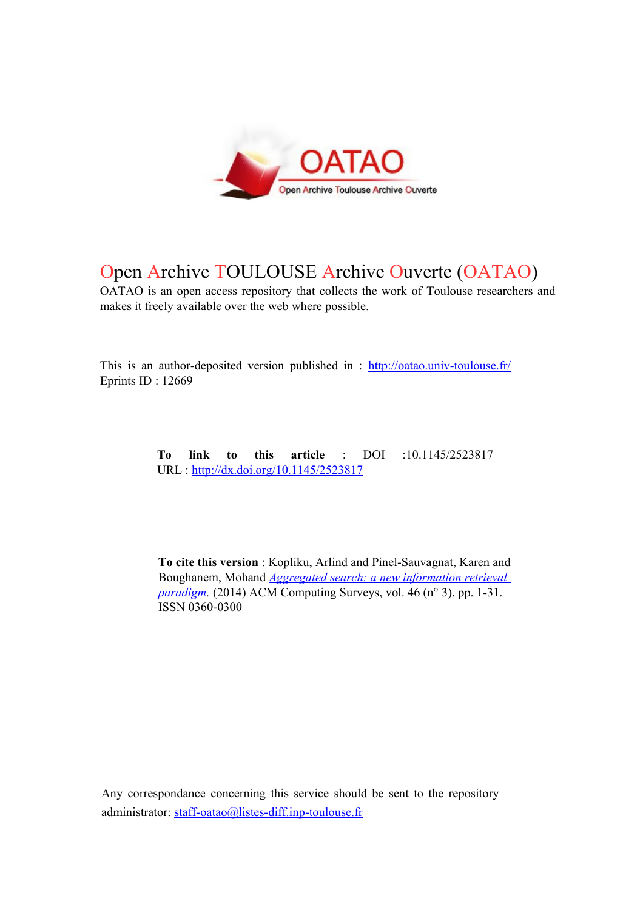# Open Archive TOULOUSE Archive Ouverte (OATAO)

OATAO is an open access repository that collects the work of Toulouse researchers and makes it freely available over the web where possible.

This is an author-deposited version published in : http://oatao.univ-toulouse.fr/
Eprints ID : 12669

**To link to this article** : DOI :10.1145/2523817
URL : http://dx.doi.org/10.1145/2523817

**To cite this version** : Kopliku, Arlind and Pinel-Sauvagnat, Karen and Boughanem, Mohand *Aggregated search: a new information retrieval paradigm*. (2014) ACM Computing Surveys, vol. 46 (n° 3). pp. 1-31. ISSN 0360-0300

Any correspondance concerning this service should be sent to the repository administrator: staff-oatao@listes-diff.inp-toulouse.fr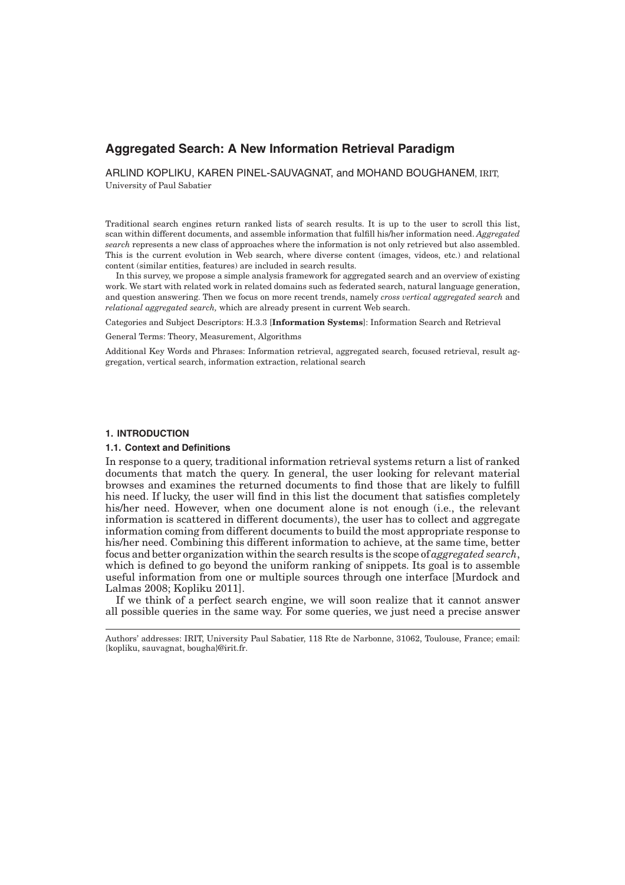# Aggregated Search: A New Information Retrieval Paradigm

ARLIND KOPLIKU, KAREN PINEL-SAUVAGNAT, and MOHAND BOUGHANEM, IRIT, University of Paul Sabatier

Traditional search engines return ranked lists of search results. It is up to the user to scroll this list, scan within different documents, and assemble information that fulfill his/her information need. *Aggregated search* represents a new class of approaches where the information is not only retrieved but also assembled. This is the current evolution in Web search, where diverse content (images, videos, etc.) and relational content (similar entities, features) are included in search results.

In this survey, we propose a simple analysis framework for aggregated search and an overview of existing work. We start with related work in related domains such as federated search, natural language generation, and question answering. Then we focus on more recent trends, namely *cross vertical aggregated search* and *relational aggregated search,* which are already present in current Web search.

Categories and Subject Descriptors: H.3.3 [**Information Systems**]: Information Search and Retrieval

General Terms: Theory, Measurement, Algorithms

Additional Key Words and Phrases: Information retrieval, aggregated search, focused retrieval, result aggregation, vertical search, information extraction, relational search

## 1. INTRODUCTION

### 1.1. Context and Definitions

In response to a query, traditional information retrieval systems return a list of ranked documents that match the query. In general, the user looking for relevant material browses and examines the returned documents to find those that are likely to fulfill his need. If lucky, the user will find in this list the document that satisfies completely his/her need. However, when one document alone is not enough (i.e., the relevant information is scattered in different documents), the user has to collect and aggregate information coming from different documents to build the most appropriate response to his/her need. Combining this different information to achieve, at the same time, better focus and better organization within the search results is the scope of *aggregated search*, which is defined to go beyond the uniform ranking of snippets. Its goal is to assemble useful information from one or multiple sources through one interface [Murdock and Lalmas 2008; Kopliku 2011].

If we think of a perfect search engine, we will soon realize that it cannot answer all possible queries in the same way. For some queries, we just need a precise answer

Authors' addresses: IRIT, University Paul Sabatier, 118 Rte de Narbonne, 31062, Toulouse, France; email: {kopliku, sauvagnat, bougha}@irit.fr.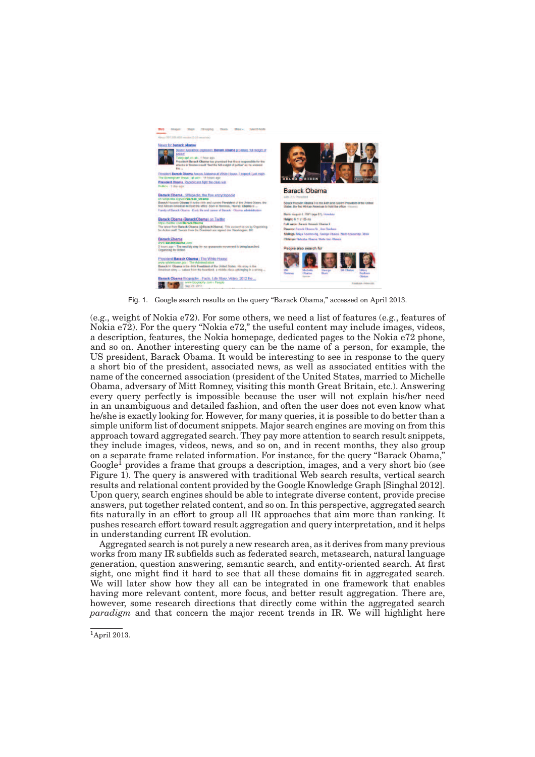Fig. 1. Google search results on the query "Barack Obama," accessed on April 2013.

(e.g., weight of Nokia e72). For some others, we need a list of features (e.g., features of Nokia e72). For the query "Nokia e72," the useful content may include images, videos, a description, features, the Nokia homepage, dedicated pages to the Nokia e72 phone, and so on. Another interesting query can be the name of a person, for example, the US president, Barack Obama. It would be interesting to see in response to the query a short bio of the president, associated news, as well as associated entities with the name of the concerned association (president of the United States, married to Michelle Obama, adversary of Mitt Romney, visiting this month Great Britain, etc.). Answering every query perfectly is impossible because the user will not explain his/her need in an unambiguous and detailed fashion, and often the user does not even know what he/she is exactly looking for. However, for many queries, it is possible to do better than a simple uniform list of document snippets. Major search engines are moving on from this approach toward aggregated search. They pay more attention to search result snippets, they include images, videos, news, and so on, and in recent months, they also group on a separate frame related information. For instance, for the query "Barack Obama," Google[1] provides a frame that groups a description, images, and a very short bio (see Figure 1). The query is answered with traditional Web search results, vertical search results and relational content provided by the Google Knowledge Graph [Singhal 2012]. Upon query, search engines should be able to integrate diverse content, provide precise answers, put together related content, and so on. In this perspective, aggregated search fits naturally in an effort to group all IR approaches that aim more than ranking. It pushes research effort toward result aggregation and query interpretation, and it helps in understanding current IR evolution.

Aggregated search is not purely a new research area, as it derives from many previous works from many IR subfields such as federated search, metasearch, natural language generation, question answering, semantic search, and entity-oriented search. At first sight, one might find it hard to see that all these domains fit in aggregated search. We will later show how they all can be integrated in one framework that enables having more relevant content, more focus, and better result aggregation. There are, however, some research directions that directly come within the aggregated search *paradigm* and that concern the major recent trends in IR. We will highlight here

[1]April 2013.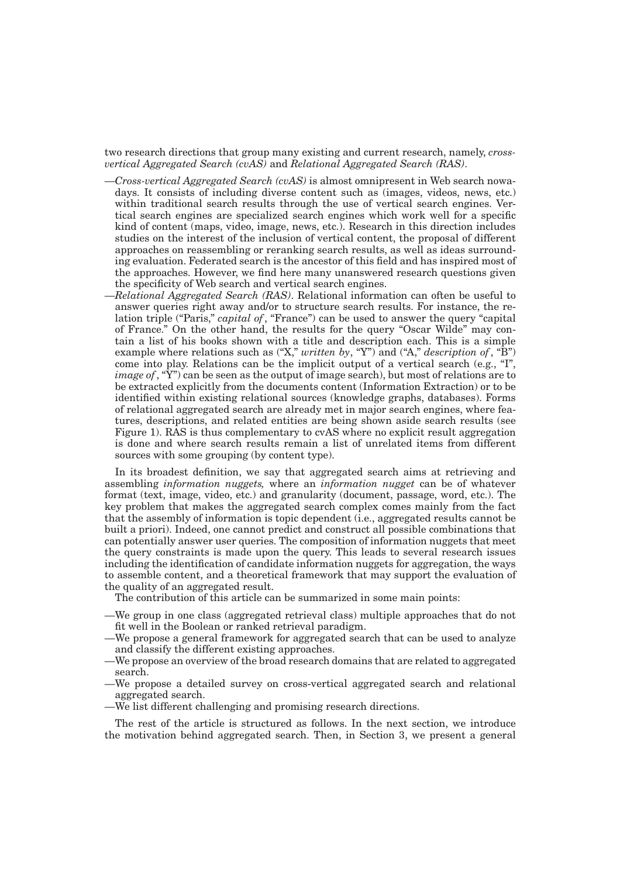two research directions that group many existing and current research, namely, *cross-vertical Aggregated Search (cvAS)* and *Relational Aggregated Search (RAS)*.

—*Cross-vertical Aggregated Search (cvAS)* is almost omnipresent in Web search nowadays. It consists of including diverse content such as (images, videos, news, etc.) within traditional search results through the use of vertical search engines. Vertical search engines are specialized search engines which work well for a specific kind of content (maps, video, image, news, etc.). Research in this direction includes studies on the interest of the inclusion of vertical content, the proposal of different approaches on reassembling or reranking search results, as well as ideas surrounding evaluation. Federated search is the ancestor of this field and has inspired most of the approaches. However, we find here many unanswered research questions given the specificity of Web search and vertical search engines.

—*Relational Aggregated Search (RAS)*. Relational information can often be useful to answer queries right away and/or to structure search results. For instance, the relation triple ("Paris," *capital of*, "France") can be used to answer the query "capital of France." On the other hand, the results for the query "Oscar Wilde" may contain a list of his books shown with a title and description each. This is a simple example where relations such as ("X," *written by*, "Y") and ("A," *description of*, "B") come into play. Relations can be the implicit output of a vertical search (e.g., "I", *image of*, "Y") can be seen as the output of image search), but most of relations are to be extracted explicitly from the documents content (Information Extraction) or to be identified within existing relational sources (knowledge graphs, databases). Forms of relational aggregated search are already met in major search engines, where features, descriptions, and related entities are being shown aside search results (see Figure 1). RAS is thus complementary to cvAS where no explicit result aggregation is done and where search results remain a list of unrelated items from different sources with some grouping (by content type).

In its broadest definition, we say that aggregated search aims at retrieving and assembling *information nuggets,* where an *information nugget* can be of whatever format (text, image, video, etc.) and granularity (document, passage, word, etc.). The key problem that makes the aggregated search complex comes mainly from the fact that the assembly of information is topic dependent (i.e., aggregated results cannot be built a priori). Indeed, one cannot predict and construct all possible combinations that can potentially answer user queries. The composition of information nuggets that meet the query constraints is made upon the query. This leads to several research issues including the identification of candidate information nuggets for aggregation, the ways to assemble content, and a theoretical framework that may support the evaluation of the quality of an aggregated result.

The contribution of this article can be summarized in some main points:

—We group in one class (aggregated retrieval class) multiple approaches that do not fit well in the Boolean or ranked retrieval paradigm.

—We propose a general framework for aggregated search that can be used to analyze and classify the different existing approaches.

—We propose an overview of the broad research domains that are related to aggregated search.

—We propose a detailed survey on cross-vertical aggregated search and relational aggregated search.

—We list different challenging and promising research directions.

The rest of the article is structured as follows. In the next section, we introduce the motivation behind aggregated search. Then, in Section 3, we present a general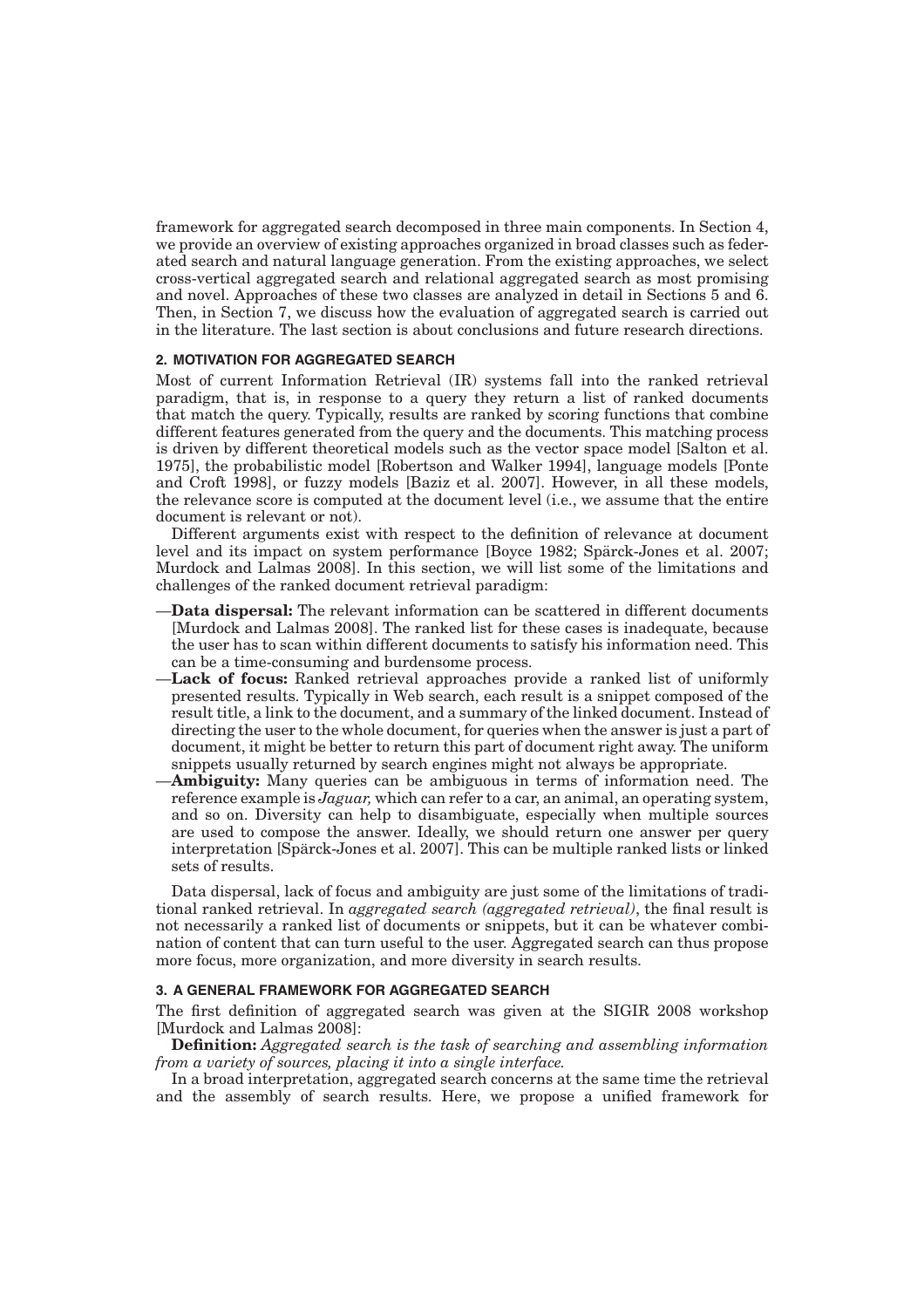framework for aggregated search decomposed in three main components. In Section 4, we provide an overview of existing approaches organized in broad classes such as federated search and natural language generation. From the existing approaches, we select cross-vertical aggregated search and relational aggregated search as most promising and novel. Approaches of these two classes are analyzed in detail in Sections 5 and 6. Then, in Section 7, we discuss how the evaluation of aggregated search is carried out in the literature. The last section is about conclusions and future research directions.

## 2. MOTIVATION FOR AGGREGATED SEARCH

Most of current Information Retrieval (IR) systems fall into the ranked retrieval paradigm, that is, in response to a query they return a list of ranked documents that match the query. Typically, results are ranked by scoring functions that combine different features generated from the query and the documents. This matching process is driven by different theoretical models such as the vector space model [Salton et al. 1975], the probabilistic model [Robertson and Walker 1994], language models [Ponte and Croft 1998], or fuzzy models [Baziz et al. 2007]. However, in all these models, the relevance score is computed at the document level (i.e., we assume that the entire document is relevant or not).

Different arguments exist with respect to the definition of relevance at document level and its impact on system performance [Boyce 1982; Spärck-Jones et al. 2007; Murdock and Lalmas 2008]. In this section, we will list some of the limitations and challenges of the ranked document retrieval paradigm:

—**Data dispersal:** The relevant information can be scattered in different documents [Murdock and Lalmas 2008]. The ranked list for these cases is inadequate, because the user has to scan within different documents to satisfy his information need. This can be a time-consuming and burdensome process.

—**Lack of focus:** Ranked retrieval approaches provide a ranked list of uniformly presented results. Typically in Web search, each result is a snippet composed of the result title, a link to the document, and a summary of the linked document. Instead of directing the user to the whole document, for queries when the answer is just a part of document, it might be better to return this part of document right away. The uniform snippets usually returned by search engines might not always be appropriate.

—**Ambiguity:** Many queries can be ambiguous in terms of information need. The reference example is *Jaguar,* which can refer to a car, an animal, an operating system, and so on. Diversity can help to disambiguate, especially when multiple sources are used to compose the answer. Ideally, we should return one answer per query interpretation [Spärck-Jones et al. 2007]. This can be multiple ranked lists or linked sets of results.

Data dispersal, lack of focus and ambiguity are just some of the limitations of traditional ranked retrieval. In *aggregated search (aggregated retrieval)*, the final result is not necessarily a ranked list of documents or snippets, but it can be whatever combination of content that can turn useful to the user. Aggregated search can thus propose more focus, more organization, and more diversity in search results.

## 3. A GENERAL FRAMEWORK FOR AGGREGATED SEARCH

The first definition of aggregated search was given at the SIGIR 2008 workshop [Murdock and Lalmas 2008]:

**Definition:** *Aggregated search is the task of searching and assembling information from a variety of sources, placing it into a single interface.*

In a broad interpretation, aggregated search concerns at the same time the retrieval and the assembly of search results. Here, we propose a unified framework for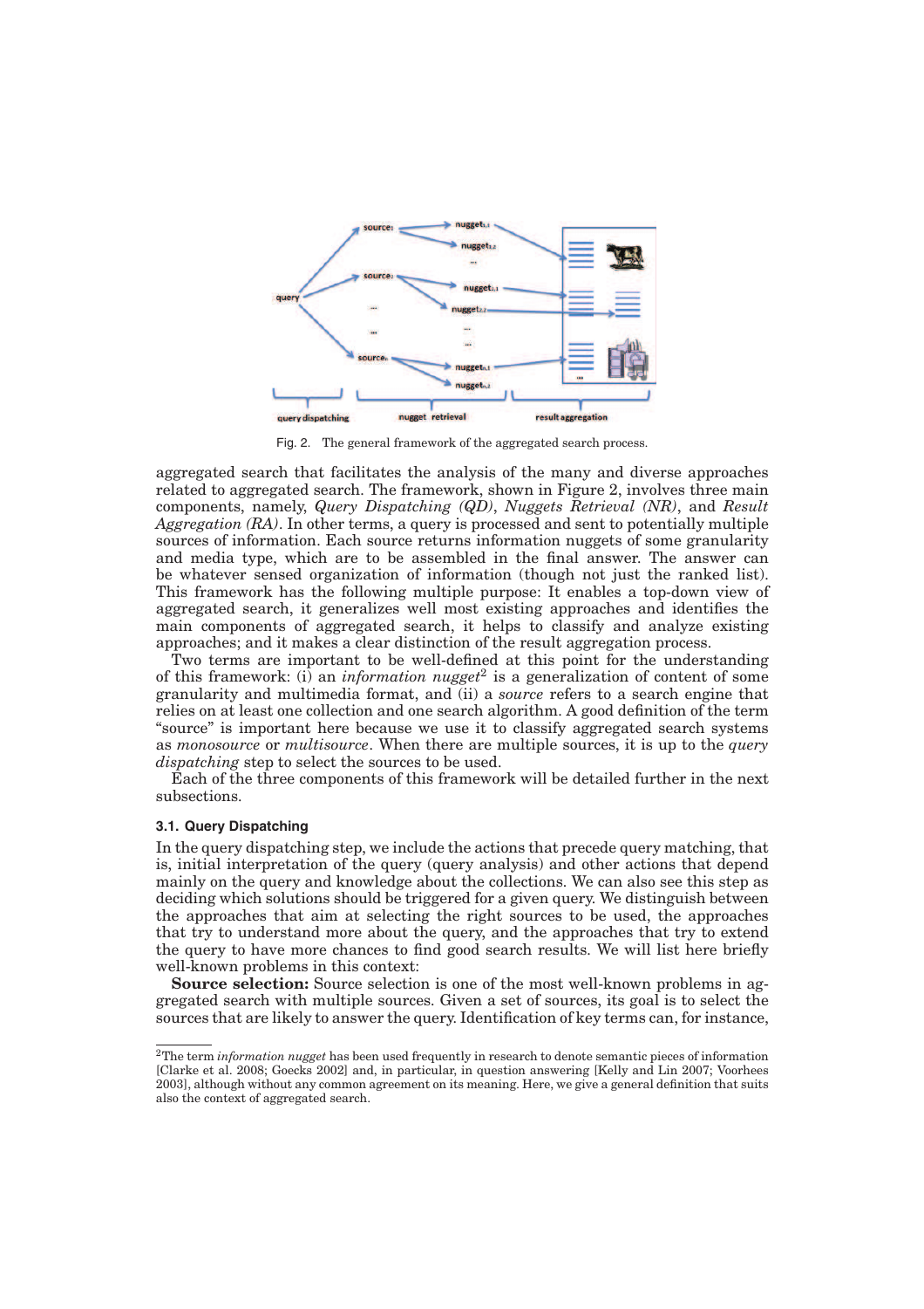query

source$_1$

source$_2$

...

...

source$_n$

nugget$_{1,1}$

nugget$_{1,2}$

...

nugget$_{2,1}$

nugget$_{2,2}$

...

...

nugget$_{n,1}$

nugget$_{n,2}$

...

query dispatching

nugget retrieval

result aggregation

Fig. 2. The general framework of the aggregated search process.

aggregated search that facilitates the analysis of the many and diverse approaches related to aggregated search. The framework, shown in Figure 2, involves three main components, namely, *Query Dispatching (QD)*, *Nuggets Retrieval (NR)*, and *Result Aggregation (RA)*. In other terms, a query is processed and sent to potentially multiple sources of information. Each source returns information nuggets of some granularity and media type, which are to be assembled in the final answer. The answer can be whatever sensed organization of information (though not just the ranked list). This framework has the following multiple purpose: It enables a top-down view of aggregated search, it generalizes well most existing approaches and identifies the main components of aggregated search, it helps to classify and analyze existing approaches; and it makes a clear distinction of the result aggregation process.

Two terms are important to be well-defined at this point for the understanding of this framework: (i) an *information nugget*[2] is a generalization of content of some granularity and multimedia format, and (ii) a *source* refers to a search engine that relies on at least one collection and one search algorithm. A good definition of the term "source" is important here because we use it to classify aggregated search systems as *monosource* or *multisource*. When there are multiple sources, it is up to the *query dispatching* step to select the sources to be used.

Each of the three components of this framework will be detailed further in the next subsections.

### 3.1. Query Dispatching

In the query dispatching step, we include the actions that precede query matching, that is, initial interpretation of the query (query analysis) and other actions that depend mainly on the query and knowledge about the collections. We can also see this step as deciding which solutions should be triggered for a given query. We distinguish between the approaches that aim at selecting the right sources to be used, the approaches that try to understand more about the query, and the approaches that try to extend the query to have more chances to find good search results. We will list here briefly well-known problems in this context:

**Source selection:** Source selection is one of the most well-known problems in aggregated search with multiple sources. Given a set of sources, its goal is to select the sources that are likely to answer the query. Identification of key terms can, for instance,

[2] The term *information nugget* has been used frequently in research to denote semantic pieces of information [Clarke et al. 2008; Goecks 2002] and, in particular, in question answering [Kelly and Lin 2007; Voorhees 2003], although without any common agreement on its meaning. Here, we give a general definition that suits also the context of aggregated search.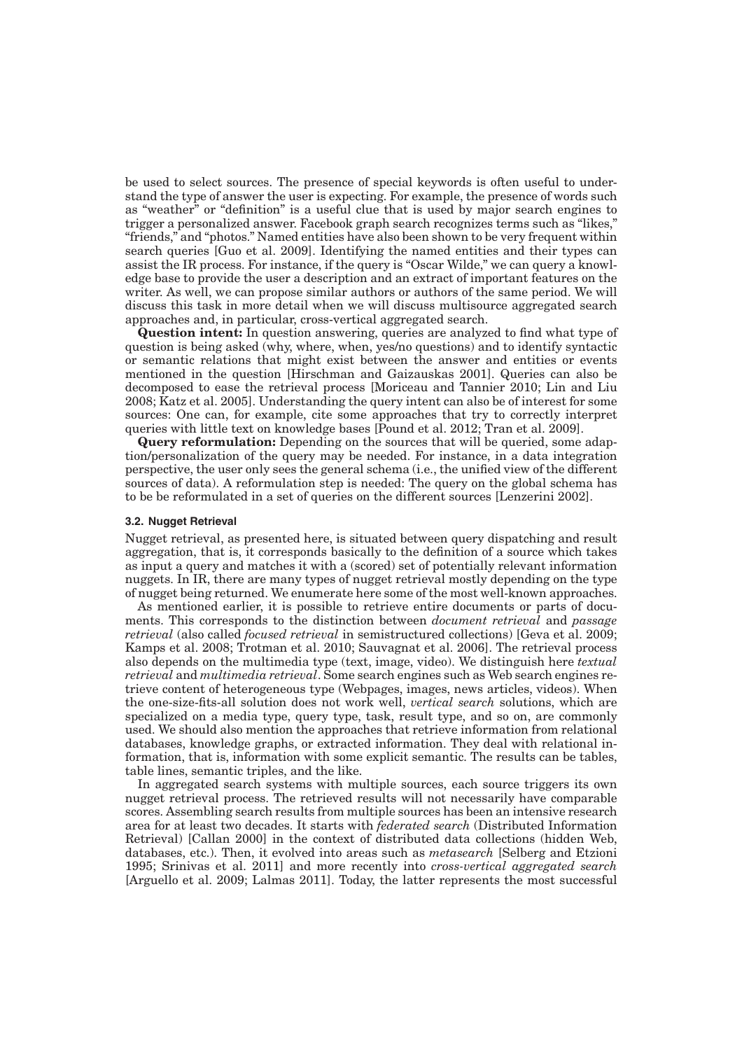be used to select sources. The presence of special keywords is often useful to understand the type of answer the user is expecting. For example, the presence of words such as "weather" or "definition" is a useful clue that is used by major search engines to trigger a personalized answer. Facebook graph search recognizes terms such as "likes," "friends," and "photos." Named entities have also been shown to be very frequent within search queries [Guo et al. 2009]. Identifying the named entities and their types can assist the IR process. For instance, if the query is "Oscar Wilde," we can query a knowledge base to provide the user a description and an extract of important features on the writer. As well, we can propose similar authors or authors of the same period. We will discuss this task in more detail when we will discuss multisource aggregated search approaches and, in particular, cross-vertical aggregated search.

**Question intent:** In question answering, queries are analyzed to find what type of question is being asked (why, where, when, yes/no questions) and to identify syntactic or semantic relations that might exist between the answer and entities or events mentioned in the question [Hirschman and Gaizauskas 2001]. Queries can also be decomposed to ease the retrieval process [Moriceau and Tannier 2010; Lin and Liu 2008; Katz et al. 2005]. Understanding the query intent can also be of interest for some sources: One can, for example, cite some approaches that try to correctly interpret queries with little text on knowledge bases [Pound et al. 2012; Tran et al. 2009].

**Query reformulation:** Depending on the sources that will be queried, some adaption/personalization of the query may be needed. For instance, in a data integration perspective, the user only sees the general schema (i.e., the unified view of the different sources of data). A reformulation step is needed: The query on the global schema has to be be reformulated in a set of queries on the different sources [Lenzerini 2002].

### 3.2. Nugget Retrieval

Nugget retrieval, as presented here, is situated between query dispatching and result aggregation, that is, it corresponds basically to the definition of a source which takes as input a query and matches it with a (scored) set of potentially relevant information nuggets. In IR, there are many types of nugget retrieval mostly depending on the type of nugget being returned. We enumerate here some of the most well-known approaches.

As mentioned earlier, it is possible to retrieve entire documents or parts of documents. This corresponds to the distinction between *document retrieval* and *passage retrieval* (also called *focused retrieval* in semistructured collections) [Geva et al. 2009; Kamps et al. 2008; Trotman et al. 2010; Sauvagnat et al. 2006]. The retrieval process also depends on the multimedia type (text, image, video). We distinguish here *textual retrieval* and *multimedia retrieval*. Some search engines such as Web search engines retrieve content of heterogeneous type (Webpages, images, news articles, videos). When the one-size-fits-all solution does not work well, *vertical search* solutions, which are specialized on a media type, query type, task, result type, and so on, are commonly used. We should also mention the approaches that retrieve information from relational databases, knowledge graphs, or extracted information. They deal with relational information, that is, information with some explicit semantic. The results can be tables, table lines, semantic triples, and the like.

In aggregated search systems with multiple sources, each source triggers its own nugget retrieval process. The retrieved results will not necessarily have comparable scores. Assembling search results from multiple sources has been an intensive research area for at least two decades. It starts with *federated search* (Distributed Information Retrieval) [Callan 2000] in the context of distributed data collections (hidden Web, databases, etc.). Then, it evolved into areas such as *metasearch* [Selberg and Etzioni 1995; Srinivas et al. 2011] and more recently into *cross-vertical aggregated search* [Arguello et al. 2009; Lalmas 2011]. Today, the latter represents the most successful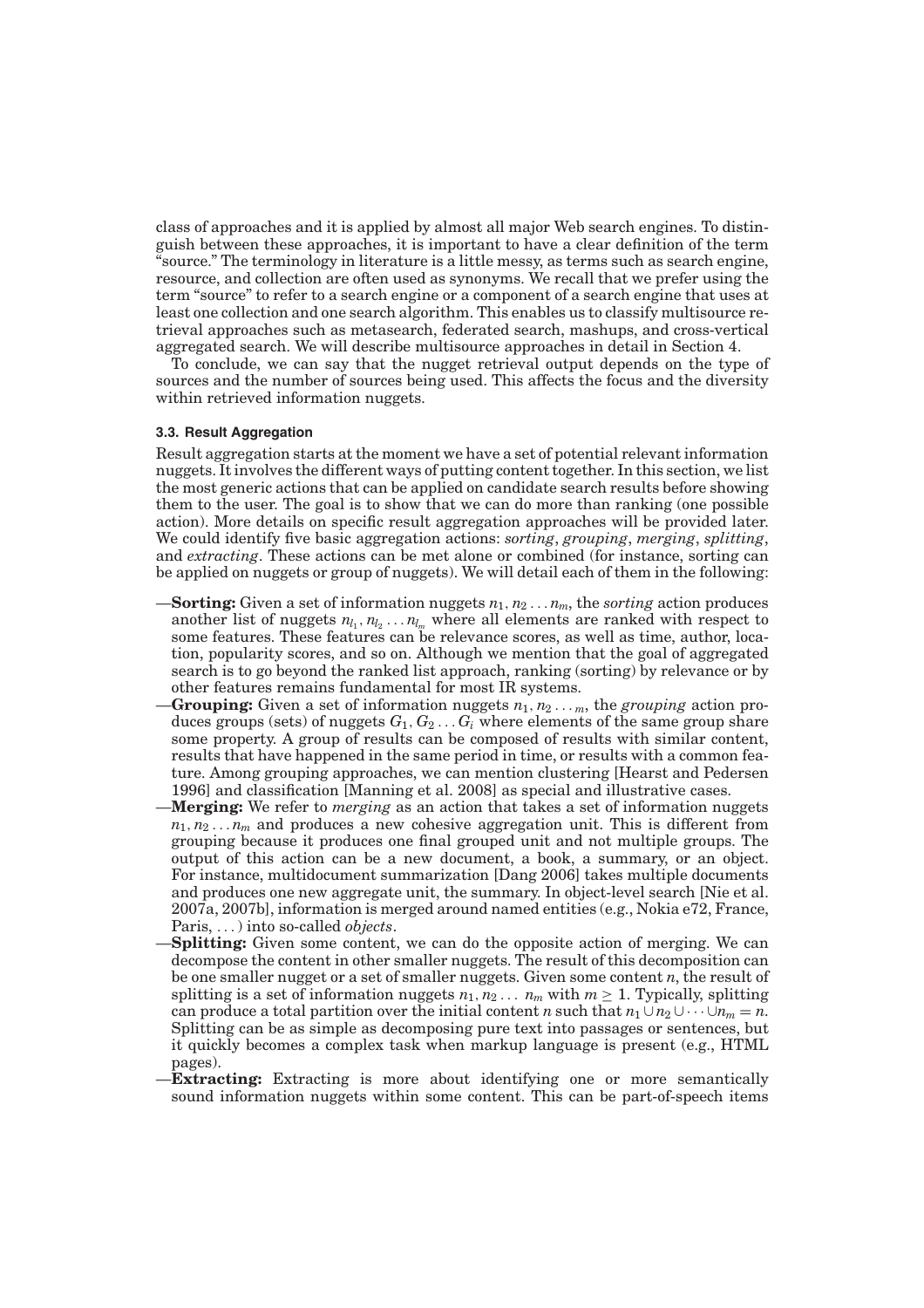class of approaches and it is applied by almost all major Web search engines. To distinguish between these approaches, it is important to have a clear definition of the term "source." The terminology in literature is a little messy, as terms such as search engine, resource, and collection are often used as synonyms. We recall that we prefer using the term "source" to refer to a search engine or a component of a search engine that uses at least one collection and one search algorithm. This enables us to classify multisource retrieval approaches such as metasearch, federated search, mashups, and cross-vertical aggregated search. We will describe multisource approaches in detail in Section 4.

To conclude, we can say that the nugget retrieval output depends on the type of sources and the number of sources being used. This affects the focus and the diversity within retrieved information nuggets.

### 3.3. Result Aggregation

Result aggregation starts at the moment we have a set of potential relevant information nuggets. It involves the different ways of putting content together. In this section, we list the most generic actions that can be applied on candidate search results before showing them to the user. The goal is to show that we can do more than ranking (one possible action). More details on specific result aggregation approaches will be provided later. We could identify five basic aggregation actions: *sorting*, *grouping*, *merging*, *splitting*, and *extracting*. These actions can be met alone or combined (for instance, sorting can be applied on nuggets or group of nuggets). We will detail each of them in the following:

—**Sorting:** Given a set of information nuggets $n_1, n_2 \ldots n_m$, the *sorting* action produces another list of nuggets $n_{l_1}, n_{l_2} \ldots n_{l_m}$ where all elements are ranked with respect to some features. These features can be relevance scores, as well as time, author, location, popularity scores, and so on. Although we mention that the goal of aggregated search is to go beyond the ranked list approach, ranking (sorting) by relevance or by other features remains fundamental for most IR systems.

—**Grouping:** Given a set of information nuggets $n_1, n_2 \ldots_m$, the *grouping* action produces groups (sets) of nuggets $G_1, G_2 \ldots G_i$ where elements of the same group share some property. A group of results can be composed of results with similar content, results that have happened in the same period in time, or results with a common feature. Among grouping approaches, we can mention clustering [Hearst and Pedersen 1996] and classification [Manning et al. 2008] as special and illustrative cases.

—**Merging:** We refer to *merging* as an action that takes a set of information nuggets $n_1, n_2 \ldots n_m$ and produces a new cohesive aggregation unit. This is different from grouping because it produces one final grouped unit and not multiple groups. The output of this action can be a new document, a book, a summary, or an object. For instance, multidocument summarization [Dang 2006] takes multiple documents and produces one new aggregate unit, the summary. In object-level search [Nie et al. 2007a, 2007b], information is merged around named entities (e.g., Nokia e72, France, Paris, ...) into so-called *objects*.

—**Splitting:** Given some content, we can do the opposite action of merging. We can decompose the content in other smaller nuggets. The result of this decomposition can be one smaller nugget or a set of smaller nuggets. Given some content $n$, the result of splitting is a set of information nuggets $n_1, n_2 \ldots\ n_m$ with $m \geq 1$. Typically, splitting can produce a total partition over the initial content $n$ such that $n_1 \cup n_2 \cup \cdots \cup n_m = n$. Splitting can be as simple as decomposing pure text into passages or sentences, but it quickly becomes a complex task when markup language is present (e.g., HTML pages).

—**Extracting:** Extracting is more about identifying one or more semantically sound information nuggets within some content. This can be part-of-speech items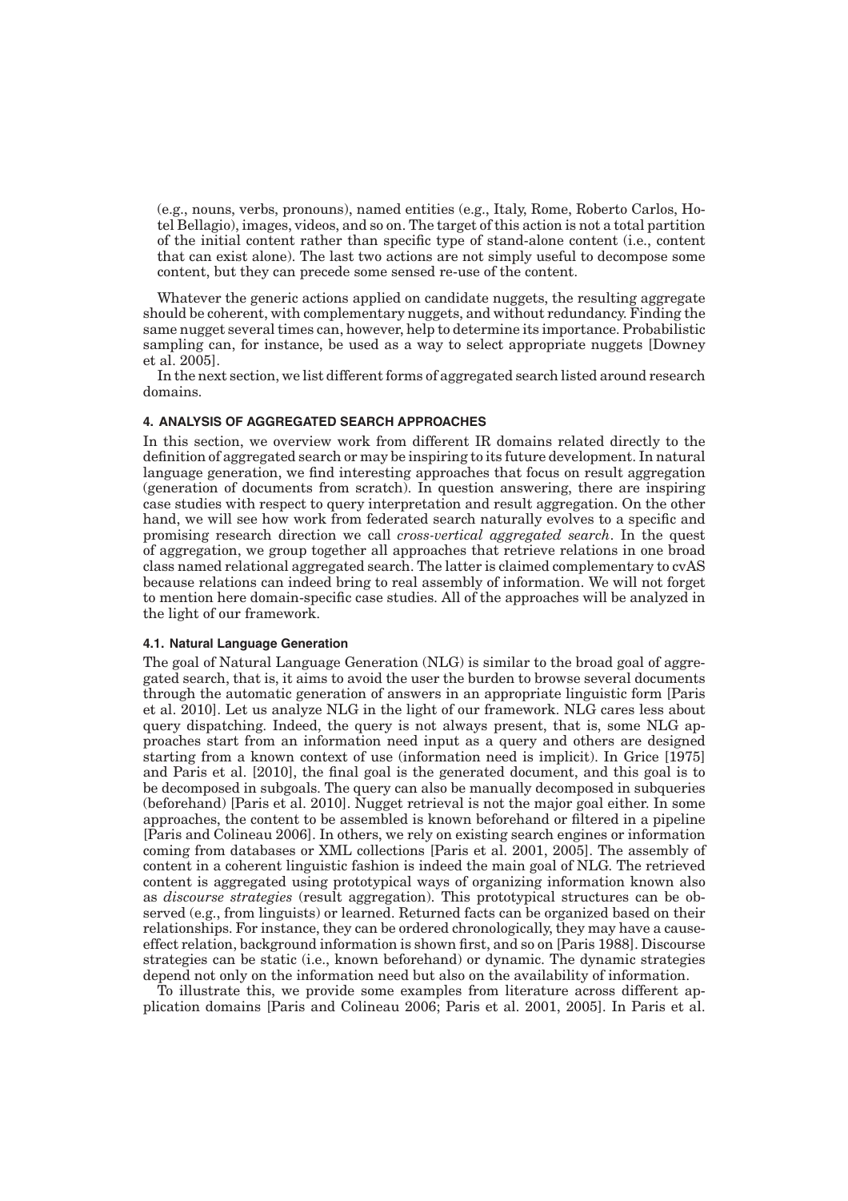(e.g., nouns, verbs, pronouns), named entities (e.g., Italy, Rome, Roberto Carlos, Hotel Bellagio), images, videos, and so on. The target of this action is not a total partition of the initial content rather than specific type of stand-alone content (i.e., content that can exist alone). The last two actions are not simply useful to decompose some content, but they can precede some sensed re-use of the content.

Whatever the generic actions applied on candidate nuggets, the resulting aggregate should be coherent, with complementary nuggets, and without redundancy. Finding the same nugget several times can, however, help to determine its importance. Probabilistic sampling can, for instance, be used as a way to select appropriate nuggets [Downey et al. 2005].

In the next section, we list different forms of aggregated search listed around research domains.

## 4. ANALYSIS OF AGGREGATED SEARCH APPROACHES

In this section, we overview work from different IR domains related directly to the definition of aggregated search or may be inspiring to its future development. In natural language generation, we find interesting approaches that focus on result aggregation (generation of documents from scratch). In question answering, there are inspiring case studies with respect to query interpretation and result aggregation. On the other hand, we will see how work from federated search naturally evolves to a specific and promising research direction we call *cross-vertical aggregated search*. In the quest of aggregation, we group together all approaches that retrieve relations in one broad class named relational aggregated search. The latter is claimed complementary to cvAS because relations can indeed bring to real assembly of information. We will not forget to mention here domain-specific case studies. All of the approaches will be analyzed in the light of our framework.

### 4.1. Natural Language Generation

The goal of Natural Language Generation (NLG) is similar to the broad goal of aggregated search, that is, it aims to avoid the user the burden to browse several documents through the automatic generation of answers in an appropriate linguistic form [Paris et al. 2010]. Let us analyze NLG in the light of our framework. NLG cares less about query dispatching. Indeed, the query is not always present, that is, some NLG approaches start from an information need input as a query and others are designed starting from a known context of use (information need is implicit). In Grice [1975] and Paris et al. [2010], the final goal is the generated document, and this goal is to be decomposed in subgoals. The query can also be manually decomposed in subqueries (beforehand) [Paris et al. 2010]. Nugget retrieval is not the major goal either. In some approaches, the content to be assembled is known beforehand or filtered in a pipeline [Paris and Colineau 2006]. In others, we rely on existing search engines or information coming from databases or XML collections [Paris et al. 2001, 2005]. The assembly of content in a coherent linguistic fashion is indeed the main goal of NLG. The retrieved content is aggregated using prototypical ways of organizing information known also as *discourse strategies* (result aggregation). This prototypical structures can be observed (e.g., from linguists) or learned. Returned facts can be organized based on their relationships. For instance, they can be ordered chronologically, they may have a cause-effect relation, background information is shown first, and so on [Paris 1988]. Discourse strategies can be static (i.e., known beforehand) or dynamic. The dynamic strategies depend not only on the information need but also on the availability of information.

To illustrate this, we provide some examples from literature across different application domains [Paris and Colineau 2006; Paris et al. 2001, 2005]. In Paris et al.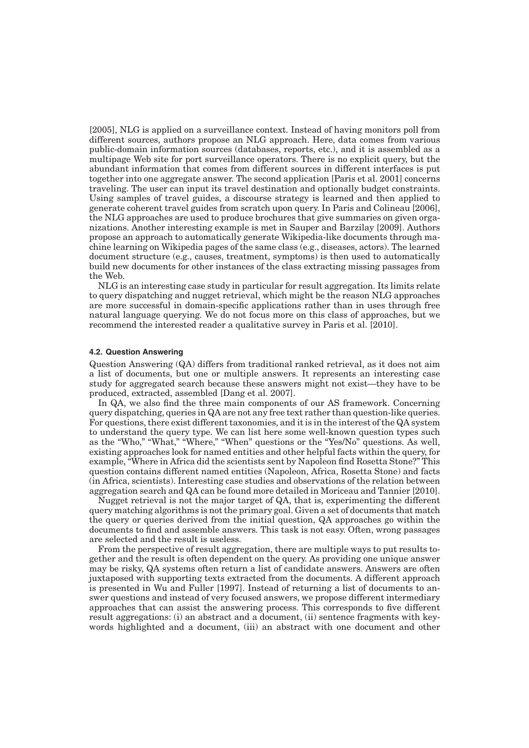[2005], NLG is applied on a surveillance context. Instead of having monitors poll from different sources, authors propose an NLG approach. Here, data comes from various public-domain information sources (databases, reports, etc.), and it is assembled as a multipage Web site for port surveillance operators. There is no explicit query, but the abundant information that comes from different sources in different interfaces is put together into one aggregate answer. The second application [Paris et al. 2001] concerns traveling. The user can input its travel destination and optionally budget constraints. Using samples of travel guides, a discourse strategy is learned and then applied to generate coherent travel guides from scratch upon query. In Paris and Colineau [2006], the NLG approaches are used to produce brochures that give summaries on given organizations. Another interesting example is met in Sauper and Barzilay [2009]. Authors propose an approach to automatically generate Wikipedia-like documents through machine learning on Wikipedia pages of the same class (e.g., diseases, actors). The learned document structure (e.g., causes, treatment, symptoms) is then used to automatically build new documents for other instances of the class extracting missing passages from the Web.

NLG is an interesting case study in particular for result aggregation. Its limits relate to query dispatching and nugget retrieval, which might be the reason NLG approaches are more successful in domain-specific applications rather than in uses through free natural language querying. We do not focus more on this class of approaches, but we recommend the interested reader a qualitative survey in Paris et al. [2010].

#### 4.2. Question Answering

Question Answering (QA) differs from traditional ranked retrieval, as it does not aim a list of documents, but one or multiple answers. It represents an interesting case study for aggregated search because these answers might not exist—they have to be produced, extracted, assembled [Dang et al. 2007].

In QA, we also find the three main components of our AS framework. Concerning query dispatching, queries in QA are not any free text rather than question-like queries. For questions, there exist different taxonomies, and it is in the interest of the QA system to understand the query type. We can list here some well-known question types such as the "Who," "What," "Where," "When" questions or the "Yes/No" questions. As well, existing approaches look for named entities and other helpful facts within the query, for example, "Where in Africa did the scientists sent by Napoleon find Rosetta Stone?" This question contains different named entities (Napoleon, Africa, Rosetta Stone) and facts (in Africa, scientists). Interesting case studies and observations of the relation between aggregation search and QA can be found more detailed in Moriceau and Tannier [2010].

Nugget retrieval is not the major target of QA, that is, experimenting the different query matching algorithms is not the primary goal. Given a set of documents that match the query or queries derived from the initial question, QA approaches go within the documents to find and assemble answers. This task is not easy. Often, wrong passages are selected and the result is useless.

From the perspective of result aggregation, there are multiple ways to put results together and the result is often dependent on the query. As providing one unique answer may be risky, QA systems often return a list of candidate answers. Answers are often juxtaposed with supporting texts extracted from the documents. A different approach is presented in Wu and Fuller [1997]. Instead of returning a list of documents to answer questions and instead of very focused answers, we propose different intermediary approaches that can assist the answering process. This corresponds to five different result aggregations: (i) an abstract and a document, (ii) sentence fragments with keywords highlighted and a document, (iii) an abstract with one document and other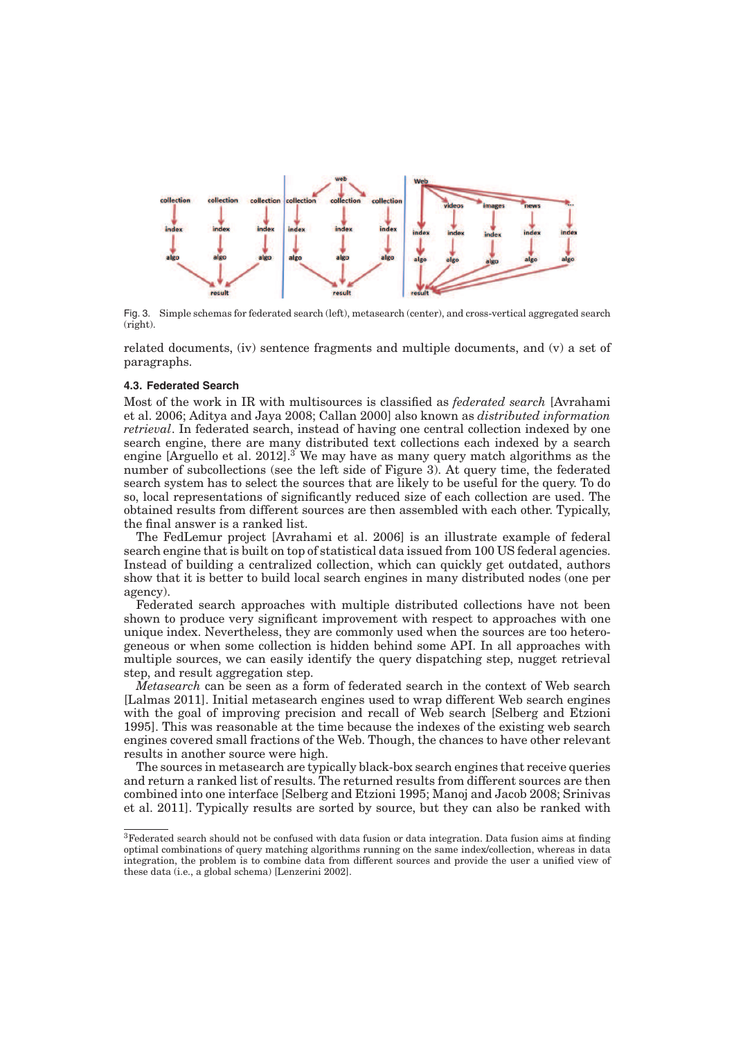Fig. 3. Simple schemas for federated search (left), metasearch (center), and cross-vertical aggregated search (right).

related documents, (iv) sentence fragments and multiple documents, and (v) a set of paragraphs.

### 4.3. Federated Search

Most of the work in IR with multisources is classified as *federated search* [Avrahami et al. 2006; Aditya and Jaya 2008; Callan 2000] also known as *distributed information retrieval*. In federated search, instead of having one central collection indexed by one search engine, there are many distributed text collections each indexed by a search engine [Arguello et al. 2012].[3] We may have as many query match algorithms as the number of subcollections (see the left side of Figure 3). At query time, the federated search system has to select the sources that are likely to be useful for the query. To do so, local representations of significantly reduced size of each collection are used. The obtained results from different sources are then assembled with each other. Typically, the final answer is a ranked list.

The FedLemur project [Avrahami et al. 2006] is an illustrate example of federal search engine that is built on top of statistical data issued from 100 US federal agencies. Instead of building a centralized collection, which can quickly get outdated, authors show that it is better to build local search engines in many distributed nodes (one per agency).

Federated search approaches with multiple distributed collections have not been shown to produce very significant improvement with respect to approaches with one unique index. Nevertheless, they are commonly used when the sources are too heterogeneous or when some collection is hidden behind some API. In all approaches with multiple sources, we can easily identify the query dispatching step, nugget retrieval step, and result aggregation step.

*Metasearch* can be seen as a form of federated search in the context of Web search [Lalmas 2011]. Initial metasearch engines used to wrap different Web search engines with the goal of improving precision and recall of Web search [Selberg and Etzioni 1995]. This was reasonable at the time because the indexes of the existing web search engines covered small fractions of the Web. Though, the chances to have other relevant results in another source were high.

The sources in metasearch are typically black-box search engines that receive queries and return a ranked list of results. The returned results from different sources are then combined into one interface [Selberg and Etzioni 1995; Manoj and Jacob 2008; Srinivas et al. 2011]. Typically results are sorted by source, but they can also be ranked with

[3]Federated search should not be confused with data fusion or data integration. Data fusion aims at finding optimal combinations of query matching algorithms running on the same index/collection, whereas in data integration, the problem is to combine data from different sources and provide the user a unified view of these data (i.e., a global schema) [Lenzerini 2002].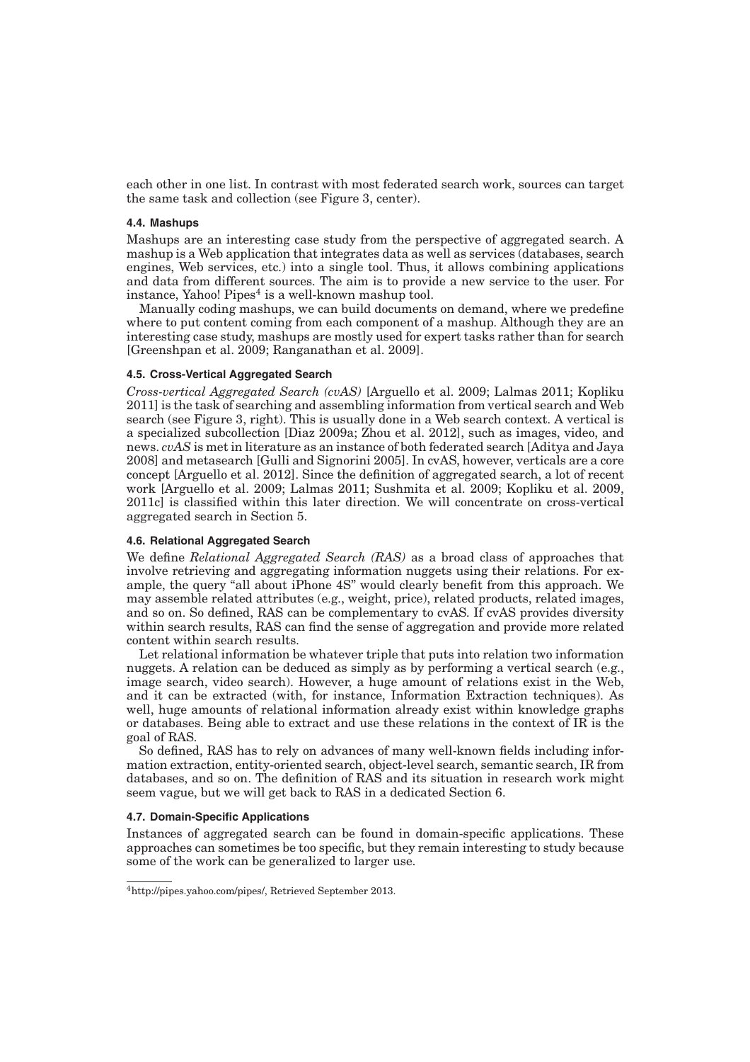each other in one list. In contrast with most federated search work, sources can target the same task and collection (see Figure 3, center).

### 4.4. Mashups

Mashups are an interesting case study from the perspective of aggregated search. A mashup is a Web application that integrates data as well as services (databases, search engines, Web services, etc.) into a single tool. Thus, it allows combining applications and data from different sources. The aim is to provide a new service to the user. For instance, Yahoo! Pipes[4] is a well-known mashup tool.

Manually coding mashups, we can build documents on demand, where we predefine where to put content coming from each component of a mashup. Although they are an interesting case study, mashups are mostly used for expert tasks rather than for search [Greenshpan et al. 2009; Ranganathan et al. 2009].

### 4.5. Cross-Vertical Aggregated Search

*Cross-vertical Aggregated Search (cvAS)* [Arguello et al. 2009; Lalmas 2011; Kopliku 2011] is the task of searching and assembling information from vertical search and Web search (see Figure 3, right). This is usually done in a Web search context. A vertical is a specialized subcollection [Diaz 2009a; Zhou et al. 2012], such as images, video, and news. *cvAS* is met in literature as an instance of both federated search [Aditya and Jaya 2008] and metasearch [Gulli and Signorini 2005]. In cvAS, however, verticals are a core concept [Arguello et al. 2012]. Since the definition of aggregated search, a lot of recent work [Arguello et al. 2009; Lalmas 2011; Sushmita et al. 2009; Kopliku et al. 2009, 2011c] is classified within this later direction. We will concentrate on cross-vertical aggregated search in Section 5.

### 4.6. Relational Aggregated Search

We define *Relational Aggregated Search (RAS)* as a broad class of approaches that involve retrieving and aggregating information nuggets using their relations. For example, the query "all about iPhone 4S" would clearly benefit from this approach. We may assemble related attributes (e.g., weight, price), related products, related images, and so on. So defined, RAS can be complementary to cvAS. If cvAS provides diversity within search results, RAS can find the sense of aggregation and provide more related content within search results.

Let relational information be whatever triple that puts into relation two information nuggets. A relation can be deduced as simply as by performing a vertical search (e.g., image search, video search). However, a huge amount of relations exist in the Web, and it can be extracted (with, for instance, Information Extraction techniques). As well, huge amounts of relational information already exist within knowledge graphs or databases. Being able to extract and use these relations in the context of IR is the goal of RAS.

So defined, RAS has to rely on advances of many well-known fields including information extraction, entity-oriented search, object-level search, semantic search, IR from databases, and so on. The definition of RAS and its situation in research work might seem vague, but we will get back to RAS in a dedicated Section 6.

### 4.7. Domain-Specific Applications

Instances of aggregated search can be found in domain-specific applications. These approaches can sometimes be too specific, but they remain interesting to study because some of the work can be generalized to larger use.

---

[4]http://pipes.yahoo.com/pipes/, Retrieved September 2013.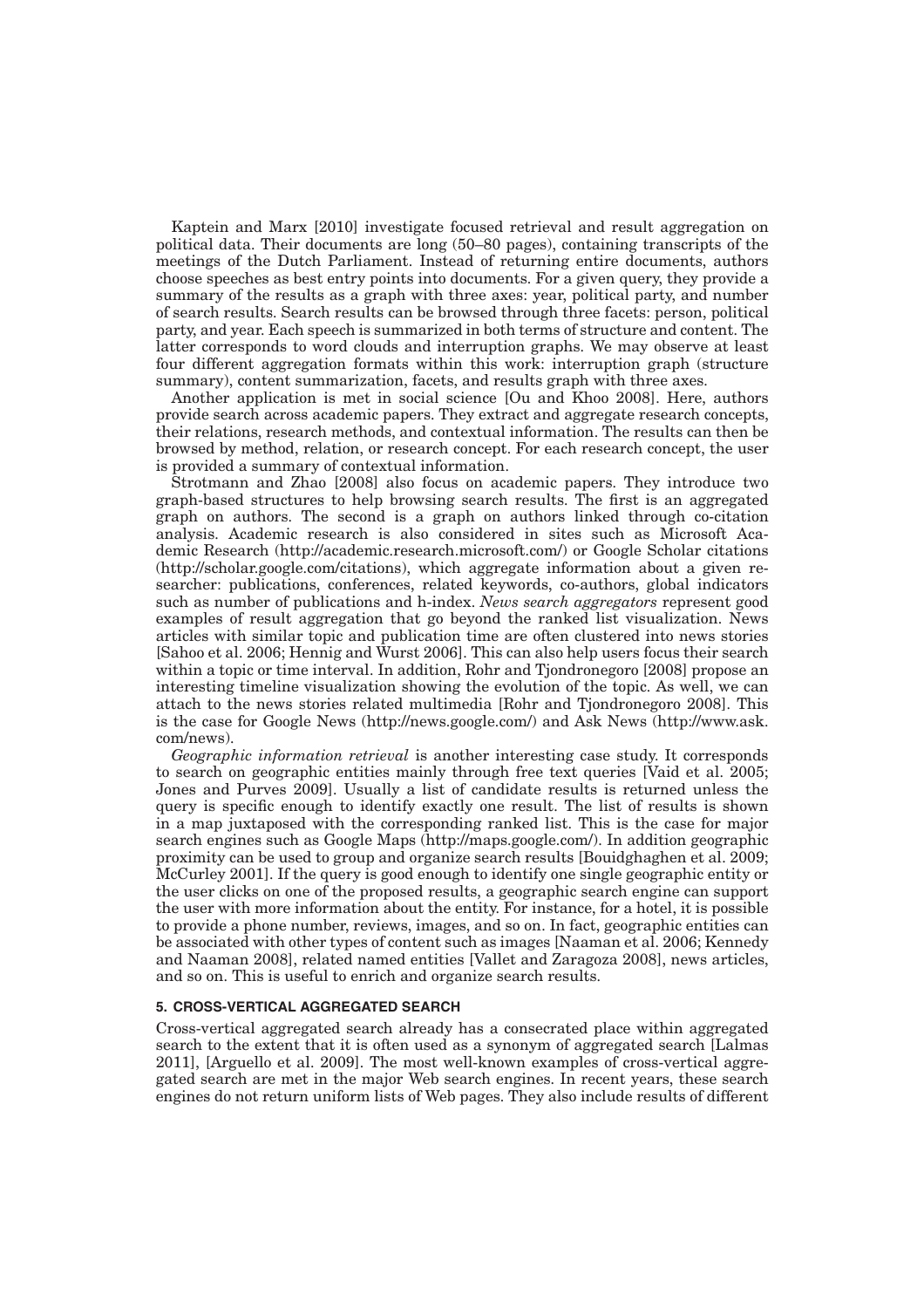Kaptein and Marx [2010] investigate focused retrieval and result aggregation on political data. Their documents are long (50–80 pages), containing transcripts of the meetings of the Dutch Parliament. Instead of returning entire documents, authors choose speeches as best entry points into documents. For a given query, they provide a summary of the results as a graph with three axes: year, political party, and number of search results. Search results can be browsed through three facets: person, political party, and year. Each speech is summarized in both terms of structure and content. The latter corresponds to word clouds and interruption graphs. We may observe at least four different aggregation formats within this work: interruption graph (structure summary), content summarization, facets, and results graph with three axes.

Another application is met in social science [Ou and Khoo 2008]. Here, authors provide search across academic papers. They extract and aggregate research concepts, their relations, research methods, and contextual information. The results can then be browsed by method, relation, or research concept. For each research concept, the user is provided a summary of contextual information.

Strotmann and Zhao [2008] also focus on academic papers. They introduce two graph-based structures to help browsing search results. The first is an aggregated graph on authors. The second is a graph on authors linked through co-citation analysis. Academic research is also considered in sites such as Microsoft Academic Research (http://academic.research.microsoft.com/) or Google Scholar citations (http://scholar.google.com/citations), which aggregate information about a given researcher: publications, conferences, related keywords, co-authors, global indicators such as number of publications and h-index. *News search aggregators* represent good examples of result aggregation that go beyond the ranked list visualization. News articles with similar topic and publication time are often clustered into news stories [Sahoo et al. 2006; Hennig and Wurst 2006]. This can also help users focus their search within a topic or time interval. In addition, Rohr and Tjondronegoro [2008] propose an interesting timeline visualization showing the evolution of the topic. As well, we can attach to the news stories related multimedia [Rohr and Tjondronegoro 2008]. This is the case for Google News (http://news.google.com/) and Ask News (http://www.ask.com/news).

*Geographic information retrieval* is another interesting case study. It corresponds to search on geographic entities mainly through free text queries [Vaid et al. 2005; Jones and Purves 2009]. Usually a list of candidate results is returned unless the query is specific enough to identify exactly one result. The list of results is shown in a map juxtaposed with the corresponding ranked list. This is the case for major search engines such as Google Maps (http://maps.google.com/). In addition geographic proximity can be used to group and organize search results [Bouidghaghen et al. 2009; McCurley 2001]. If the query is good enough to identify one single geographic entity or the user clicks on one of the proposed results, a geographic search engine can support the user with more information about the entity. For instance, for a hotel, it is possible to provide a phone number, reviews, images, and so on. In fact, geographic entities can be associated with other types of content such as images [Naaman et al. 2006; Kennedy and Naaman 2008], related named entities [Vallet and Zaragoza 2008], news articles, and so on. This is useful to enrich and organize search results.

## 5. CROSS-VERTICAL AGGREGATED SEARCH

Cross-vertical aggregated search already has a consecrated place within aggregated search to the extent that it is often used as a synonym of aggregated search [Lalmas 2011], [Arguello et al. 2009]. The most well-known examples of cross-vertical aggregated search are met in the major Web search engines. In recent years, these search engines do not return uniform lists of Web pages. They also include results of different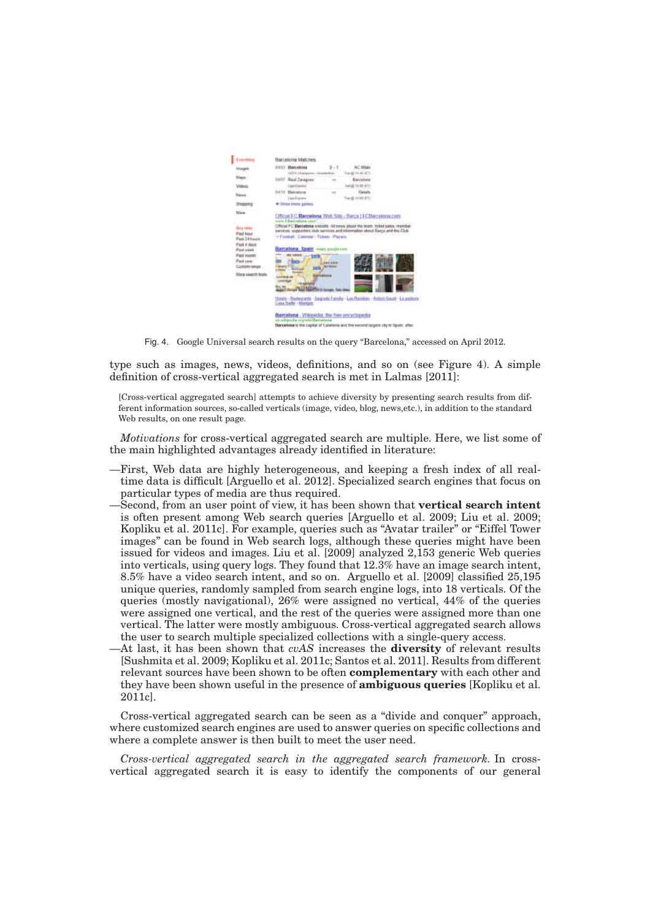Fig. 4. Google Universal search results on the query "Barcelona," accessed on April 2012.

type such as images, news, videos, definitions, and so on (see Figure 4). A simple definition of cross-vertical aggregated search is met in Lalmas [2011]:

> [Cross-vertical aggregated search] attempts to achieve diversity by presenting search results from different information sources, so-called verticals (image, video, blog, news,etc.), in addition to the standard Web results, on one result page.

*Motivations* for cross-vertical aggregated search are multiple. Here, we list some of the main highlighted advantages already identified in literature:

—First, Web data are highly heterogeneous, and keeping a fresh index of all real-time data is difficult [Arguello et al. 2012]. Specialized search engines that focus on particular types of media are thus required.

—Second, from an user point of view, it has been shown that **vertical search intent** is often present among Web search queries [Arguello et al. 2009; Liu et al. 2009; Kopliku et al. 2011c]. For example, queries such as "Avatar trailer" or "Eiffel Tower images" can be found in Web search logs, although these queries might have been issued for videos and images. Liu et al. [2009] analyzed 2,153 generic Web queries into verticals, using query logs. They found that 12.3% have an image search intent, 8.5% have a video search intent, and so on. Arguello et al. [2009] classified 25,195 unique queries, randomly sampled from search engine logs, into 18 verticals. Of the queries (mostly navigational), 26% were assigned no vertical, 44% of the queries were assigned one vertical, and the rest of the queries were assigned more than one vertical. The latter were mostly ambiguous. Cross-vertical aggregated search allows the user to search multiple specialized collections with a single-query access.

—At last, it has been shown that *cvAS* increases the **diversity** of relevant results [Sushmita et al. 2009; Kopliku et al. 2011c; Santos et al. 2011]. Results from different relevant sources have been shown to be often **complementary** with each other and they have been shown useful in the presence of **ambiguous queries** [Kopliku et al. 2011c].

Cross-vertical aggregated search can be seen as a "divide and conquer" approach, where customized search engines are used to answer queries on specific collections and where a complete answer is then built to meet the user need.

*Cross-vertical aggregated search in the aggregated search framework.* In cross-vertical aggregated search it is easy to identify the components of our general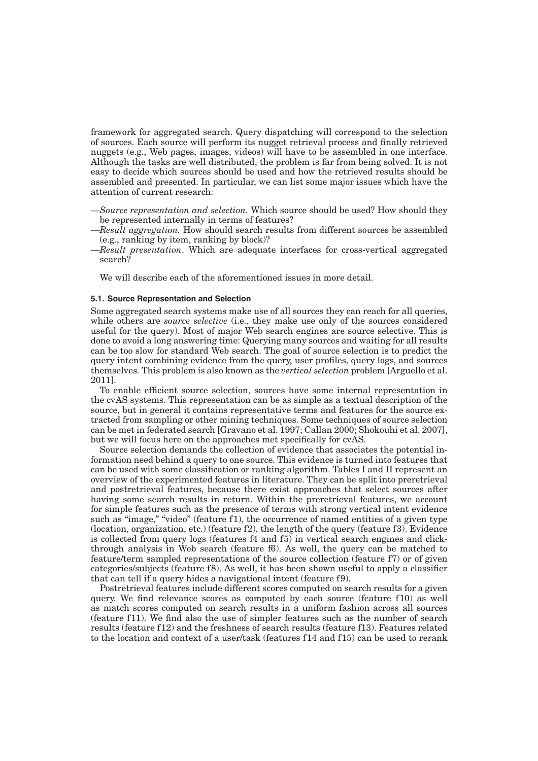framework for aggregated search. Query dispatching will correspond to the selection of sources. Each source will perform its nugget retrieval process and finally retrieved nuggets (e.g., Web pages, images, videos) will have to be assembled in one interface. Although the tasks are well distributed, the problem is far from being solved. It is not easy to decide which sources should be used and how the retrieved results should be assembled and presented. In particular, we can list some major issues which have the attention of current research:

—*Source representation and selection*. Which source should be used? How should they be represented internally in terms of features?

—*Result aggregation*. How should search results from different sources be assembled (e.g., ranking by item, ranking by block)?

—*Result presentation*. Which are adequate interfaces for cross-vertical aggregated search?

We will describe each of the aforementioned issues in more detail.

### 5.1. Source Representation and Selection

Some aggregated search systems make use of all sources they can reach for all queries, while others are *source selective* (i.e., they make use only of the sources considered useful for the query). Most of major Web search engines are source selective. This is done to avoid a long answering time: Querying many sources and waiting for all results can be too slow for standard Web search. The goal of source selection is to predict the query intent combining evidence from the query, user profiles, query logs, and sources themselves. This problem is also known as the *vertical selection* problem [Arguello et al. 2011].

To enable efficient source selection, sources have some internal representation in the cvAS systems. This representation can be as simple as a textual description of the source, but in general it contains representative terms and features for the source extracted from sampling or other mining techniques. Some techniques of source selection can be met in federated search [Gravano et al. 1997; Callan 2000; Shokouhi et al. 2007], but we will focus here on the approaches met specifically for cvAS.

Source selection demands the collection of evidence that associates the potential information need behind a query to one source. This evidence is turned into features that can be used with some classification or ranking algorithm. Tables I and II represent an overview of the experimented features in literature. They can be split into preretrieval and postretrieval features, because there exist approaches that select sources after having some search results in return. Within the preretrieval features, we account for simple features such as the presence of terms with strong vertical intent evidence such as "image," "video" (feature f1), the occurrence of named entities of a given type (location, organization, etc.) (feature f2), the length of the query (feature f3). Evidence is collected from query logs (features f4 and f5) in vertical search engines and click-through analysis in Web search (feature f6). As well, the query can be matched to feature/term sampled representations of the source collection (feature f7) or of given categories/subjects (feature f8). As well, it has been shown useful to apply a classifier that can tell if a query hides a navigational intent (feature f9).

Postretrieval features include different scores computed on search results for a given query. We find relevance scores as computed by each source (feature f10) as well as match scores computed on search results in a uniform fashion across all sources (feature f11). We find also the use of simpler features such as the number of search results (feature f12) and the freshness of search results (feature f13). Features related to the location and context of a user/task (features f14 and f15) can be used to rerank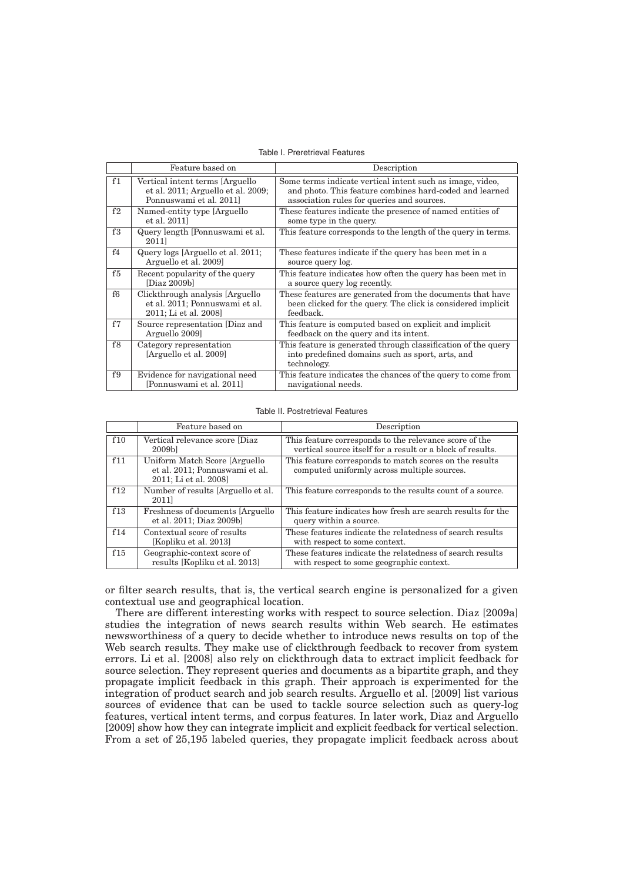Table I. Preretrieval Features

| | Feature based on | Description |
|---|---|---|
| f1 | Vertical intent terms [Arguello et al. 2011; Arguello et al. 2009; Ponnuswami et al. 2011] | Some terms indicate vertical intent such as image, video, and photo. This feature combines hard-coded and learned association rules for queries and sources. |
| f2 | Named-entity type [Arguello et al. 2011] | These features indicate the presence of named entities of some type in the query. |
| f3 | Query length [Ponnuswami et al. 2011] | This feature corresponds to the length of the query in terms. |
| f4 | Query logs [Arguello et al. 2011; Arguello et al. 2009] | These features indicate if the query has been met in a source query log. |
| f5 | Recent popularity of the query [Diaz 2009b] | This feature indicates how often the query has been met in a source query log recently. |
| f6 | Clickthrough analysis [Arguello et al. 2011; Ponnuswami et al. 2011; Li et al. 2008] | These features are generated from the documents that have been clicked for the query. The click is considered implicit feedback. |
| f7 | Source representation [Diaz and Arguello 2009] | This feature is computed based on explicit and implicit feedback on the query and its intent. |
| f8 | Category representation [Arguello et al. 2009] | This feature is generated through classification of the query into predefined domains such as sport, arts, and technology. |
| f9 | Evidence for navigational need [Ponnuswami et al. 2011] | This feature indicates the chances of the query to come from navigational needs. |

Table II. Postretrieval Features

| | Feature based on | Description |
|---|---|---|
| f10 | Vertical relevance score [Diaz 2009b] | This feature corresponds to the relevance score of the vertical source itself for a result or a block of results. |
| f11 | Uniform Match Score [Arguello et al. 2011; Ponnuswami et al. 2011; Li et al. 2008] | This feature corresponds to match scores on the results computed uniformly across multiple sources. |
| f12 | Number of results [Arguello et al. 2011] | This feature corresponds to the results count of a source. |
| f13 | Freshness of documents [Arguello et al. 2011; Diaz 2009b] | This feature indicates how fresh are search results for the query within a source. |
| f14 | Contextual score of results [Kopliku et al. 2013] | These features indicate the relatedness of search results with respect to some context. |
| f15 | Geographic-context score of results [Kopliku et al. 2013] | These features indicate the relatedness of search results with respect to some geographic context. |

or filter search results, that is, the vertical search engine is personalized for a given contextual use and geographical location.

There are different interesting works with respect to source selection. Diaz [2009a] studies the integration of news search results within Web search. He estimates newsworthiness of a query to decide whether to introduce news results on top of the Web search results. They make use of clickthrough feedback to recover from system errors. Li et al. [2008] also rely on clickthrough data to extract implicit feedback for source selection. They represent queries and documents as a bipartite graph, and they propagate implicit feedback in this graph. Their approach is experimented for the integration of product search and job search results. Arguello et al. [2009] list various sources of evidence that can be used to tackle source selection such as query-log features, vertical intent terms, and corpus features. In later work, Diaz and Arguello [2009] show how they can integrate implicit and explicit feedback for vertical selection. From a set of 25,195 labeled queries, they propagate implicit feedback across about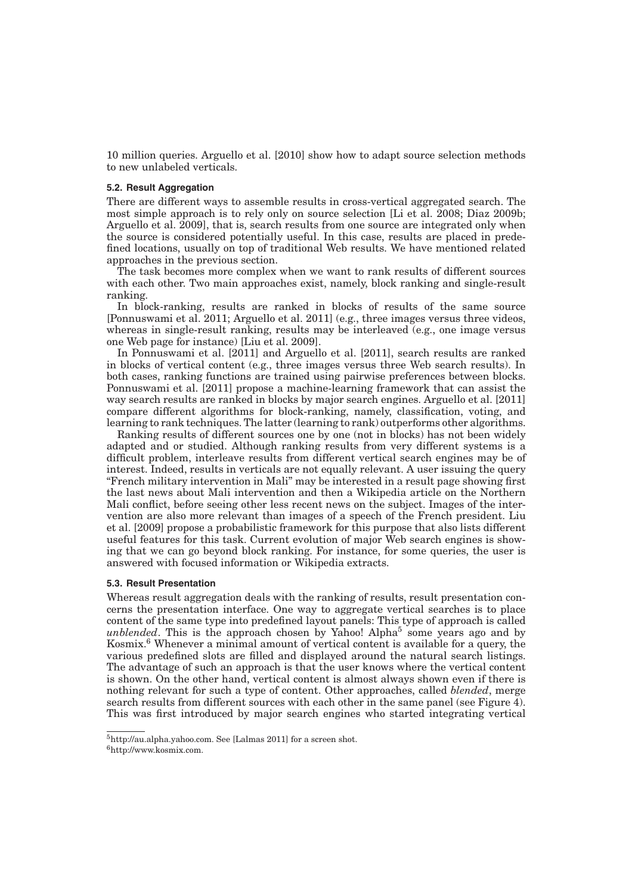10 million queries. Arguello et al. [2010] show how to adapt source selection methods to new unlabeled verticals.

### 5.2. Result Aggregation

There are different ways to assemble results in cross-vertical aggregated search. The most simple approach is to rely only on source selection [Li et al. 2008; Diaz 2009b; Arguello et al. 2009], that is, search results from one source are integrated only when the source is considered potentially useful. In this case, results are placed in predefined locations, usually on top of traditional Web results. We have mentioned related approaches in the previous section.

The task becomes more complex when we want to rank results of different sources with each other. Two main approaches exist, namely, block ranking and single-result ranking.

In block-ranking, results are ranked in blocks of results of the same source [Ponnuswami et al. 2011; Arguello et al. 2011] (e.g., three images versus three videos, whereas in single-result ranking, results may be interleaved (e.g., one image versus one Web page for instance) [Liu et al. 2009].

In Ponnuswami et al. [2011] and Arguello et al. [2011], search results are ranked in blocks of vertical content (e.g., three images versus three Web search results). In both cases, ranking functions are trained using pairwise preferences between blocks. Ponnuswami et al. [2011] propose a machine-learning framework that can assist the way search results are ranked in blocks by major search engines. Arguello et al. [2011] compare different algorithms for block-ranking, namely, classification, voting, and learning to rank techniques. The latter (learning to rank) outperforms other algorithms.

Ranking results of different sources one by one (not in blocks) has not been widely adapted and or studied. Although ranking results from very different systems is a difficult problem, interleave results from different vertical search engines may be of interest. Indeed, results in verticals are not equally relevant. A user issuing the query "French military intervention in Mali" may be interested in a result page showing first the last news about Mali intervention and then a Wikipedia article on the Northern Mali conflict, before seeing other less recent news on the subject. Images of the intervention are also more relevant than images of a speech of the French president. Liu et al. [2009] propose a probabilistic framework for this purpose that also lists different useful features for this task. Current evolution of major Web search engines is showing that we can go beyond block ranking. For instance, for some queries, the user is answered with focused information or Wikipedia extracts.

### 5.3. Result Presentation

Whereas result aggregation deals with the ranking of results, result presentation concerns the presentation interface. One way to aggregate vertical searches is to place content of the same type into predefined layout panels: This type of approach is called *unblended*. This is the approach chosen by Yahoo! Alpha[5] some years ago and by Kosmix.[6] Whenever a minimal amount of vertical content is available for a query, the various predefined slots are filled and displayed around the natural search listings. The advantage of such an approach is that the user knows where the vertical content is shown. On the other hand, vertical content is almost always shown even if there is nothing relevant for such a type of content. Other approaches, called *blended*, merge search results from different sources with each other in the same panel (see Figure 4). This was first introduced by major search engines who started integrating vertical

[5] http://au.alpha.yahoo.com. See [Lalmas 2011] for a screen shot.

[6] http://www.kosmix.com.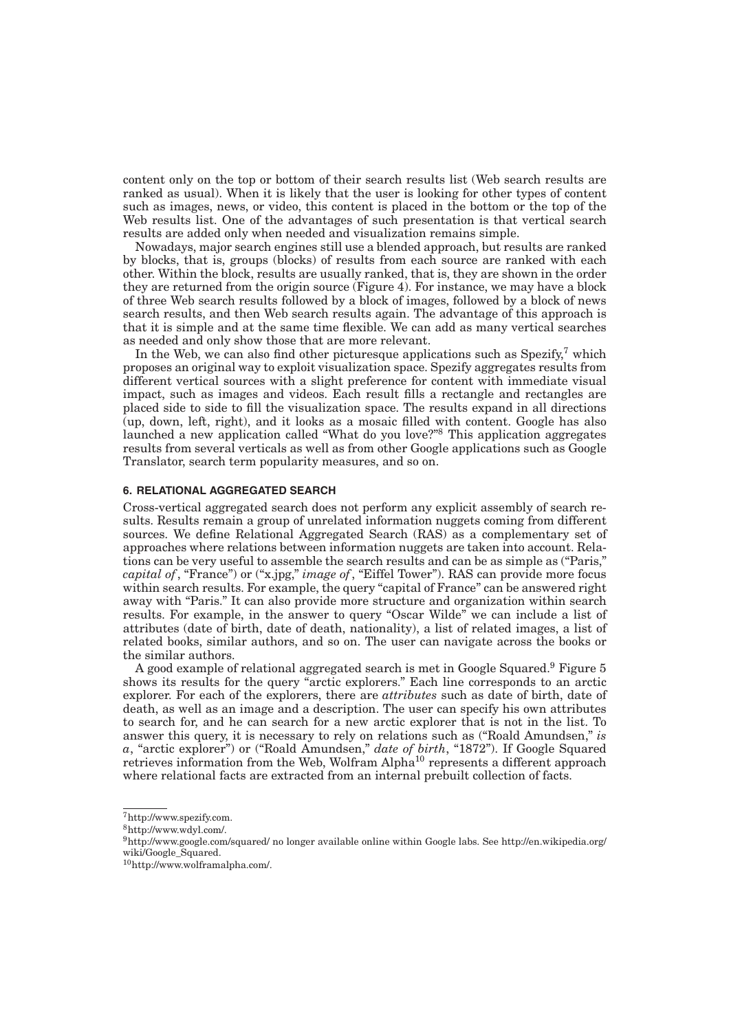content only on the top or bottom of their search results list (Web search results are ranked as usual). When it is likely that the user is looking for other types of content such as images, news, or video, this content is placed in the bottom or the top of the Web results list. One of the advantages of such presentation is that vertical search results are added only when needed and visualization remains simple.

Nowadays, major search engines still use a blended approach, but results are ranked by blocks, that is, groups (blocks) of results from each source are ranked with each other. Within the block, results are usually ranked, that is, they are shown in the order they are returned from the origin source (Figure 4). For instance, we may have a block of three Web search results followed by a block of images, followed by a block of news search results, and then Web search results again. The advantage of this approach is that it is simple and at the same time flexible. We can add as many vertical searches as needed and only show those that are more relevant.

In the Web, we can also find other picturesque applications such as Spezify,[7] which proposes an original way to exploit visualization space. Spezify aggregates results from different vertical sources with a slight preference for content with immediate visual impact, such as images and videos. Each result fills a rectangle and rectangles are placed side to side to fill the visualization space. The results expand in all directions (up, down, left, right), and it looks as a mosaic filled with content. Google has also launched a new application called "What do you love?"[8] This application aggregates results from several verticals as well as from other Google applications such as Google Translator, search term popularity measures, and so on.

## 6. RELATIONAL AGGREGATED SEARCH

Cross-vertical aggregated search does not perform any explicit assembly of search results. Results remain a group of unrelated information nuggets coming from different sources. We define Relational Aggregated Search (RAS) as a complementary set of approaches where relations between information nuggets are taken into account. Relations can be very useful to assemble the search results and can be as simple as ("Paris," *capital of*, "France") or ("x.jpg," *image of*, "Eiffel Tower"). RAS can provide more focus within search results. For example, the query "capital of France" can be answered right away with "Paris." It can also provide more structure and organization within search results. For example, in the answer to query "Oscar Wilde" we can include a list of attributes (date of birth, date of death, nationality), a list of related images, a list of related books, similar authors, and so on. The user can navigate across the books or the similar authors.

A good example of relational aggregated search is met in Google Squared.[9] Figure 5 shows its results for the query "arctic explorers." Each line corresponds to an arctic explorer. For each of the explorers, there are *attributes* such as date of birth, date of death, as well as an image and a description. The user can specify his own attributes to search for, and he can search for a new arctic explorer that is not in the list. To answer this query, it is necessary to rely on relations such as ("Roald Amundsen," *is a*, "arctic explorer") or ("Roald Amundsen," *date of birth*, "1872"). If Google Squared retrieves information from the Web, Wolfram Alpha[10] represents a different approach where relational facts are extracted from an internal prebuilt collection of facts.

---

[7] http://www.spezify.com.

[8] http://www.wdyl.com/.

[9] http://www.google.com/squared/ no longer available online within Google labs. See http://en.wikipedia.org/wiki/Google_Squared.

[10] http://www.wolframalpha.com/.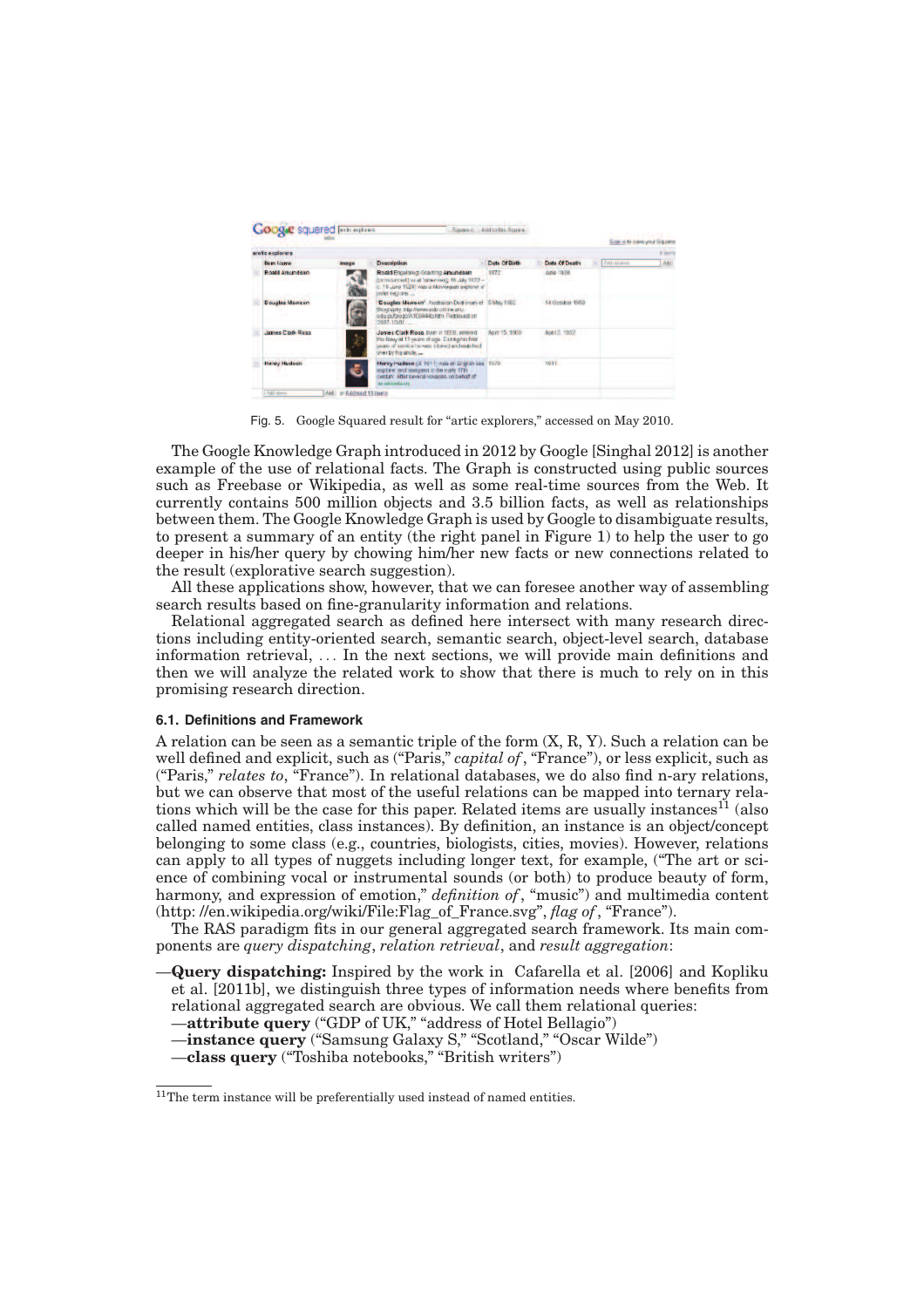Fig. 5. Google Squared result for "artic explorers," accessed on May 2010.

The Google Knowledge Graph introduced in 2012 by Google [Singhal 2012] is another example of the use of relational facts. The Graph is constructed using public sources such as Freebase or Wikipedia, as well as some real-time sources from the Web. It currently contains 500 million objects and 3.5 billion facts, as well as relationships between them. The Google Knowledge Graph is used by Google to disambiguate results, to present a summary of an entity (the right panel in Figure 1) to help the user to go deeper in his/her query by chowing him/her new facts or new connections related to the result (explorative search suggestion).

All these applications show, however, that we can foresee another way of assembling search results based on fine-granularity information and relations.

Relational aggregated search as defined here intersect with many research directions including entity-oriented search, semantic search, object-level search, database information retrieval, ... In the next sections, we will provide main definitions and then we will analyze the related work to show that there is much to rely on in this promising research direction.

### 6.1. Definitions and Framework

A relation can be seen as a semantic triple of the form (X, R, Y). Such a relation can be well defined and explicit, such as ("Paris," *capital of*, "France"), or less explicit, such as ("Paris," *relates to*, "France"). In relational databases, we do also find n-ary relations, but we can observe that most of the useful relations can be mapped into ternary relations which will be the case for this paper. Related items are usually instances[11] (also called named entities, class instances). By definition, an instance is an object/concept belonging to some class (e.g., countries, biologists, cities, movies). However, relations can apply to all types of nuggets including longer text, for example, ("The art or science of combining vocal or instrumental sounds (or both) to produce beauty of form, harmony, and expression of emotion," *definition of*, "music") and multimedia content (http: //en.wikipedia.org/wiki/File:Flag_of_France.svg", *flag of*, "France").

The RAS paradigm fits in our general aggregated search framework. Its main components are *query dispatching*, *relation retrieval*, and *result aggregation*:

—**Query dispatching:** Inspired by the work in Cafarella et al. [2006] and Kopliku et al. [2011b], we distinguish three types of information needs where benefits from relational aggregated search are obvious. We call them relational queries:
—**attribute query** ("GDP of UK," "address of Hotel Bellagio")
—**instance query** ("Samsung Galaxy S," "Scotland," "Oscar Wilde")
—**class query** ("Toshiba notebooks," "British writers")

[11] The term instance will be preferentially used instead of named entities.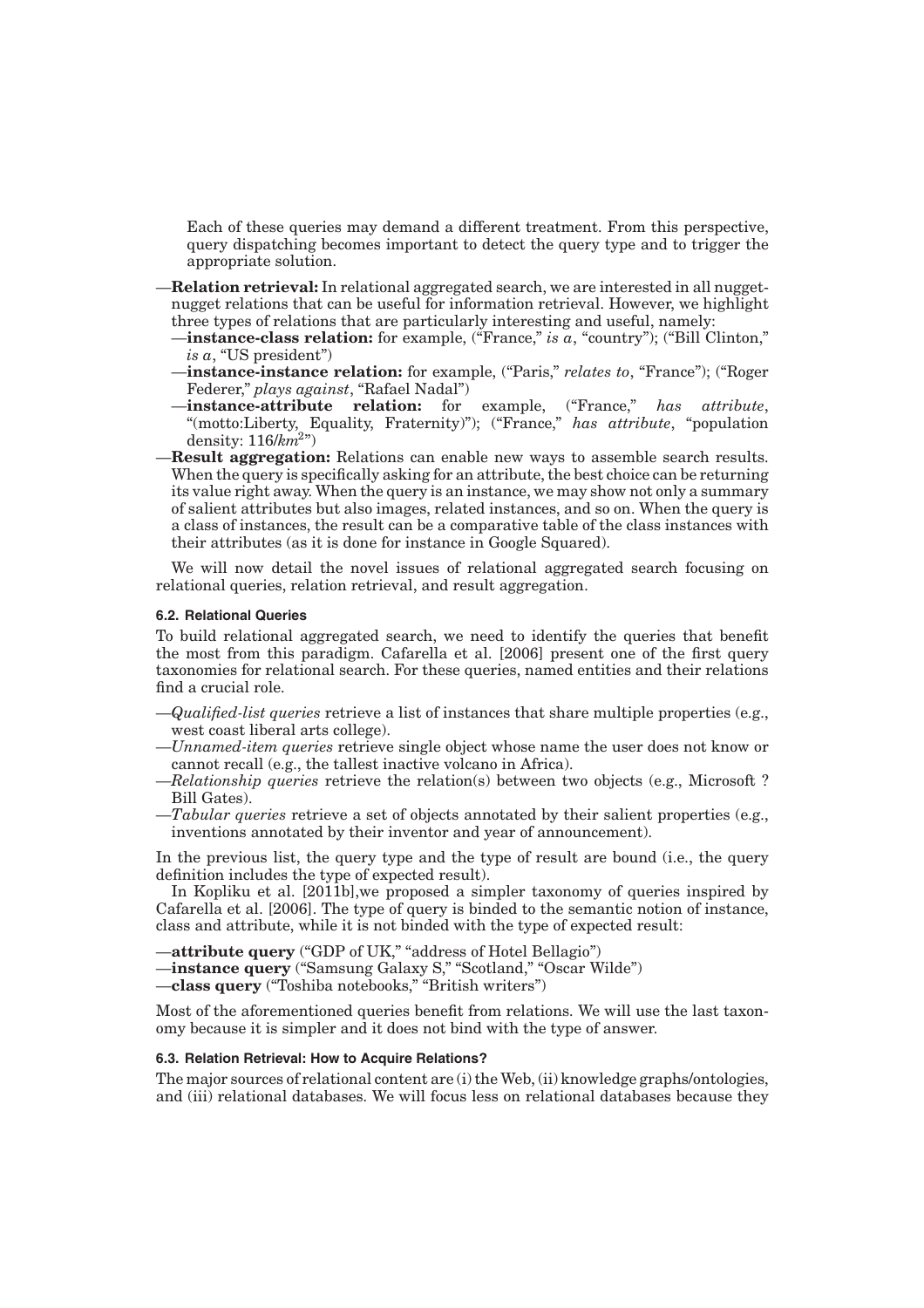Each of these queries may demand a different treatment. From this perspective, query dispatching becomes important to detect the query type and to trigger the appropriate solution.

—**Relation retrieval:** In relational aggregated search, we are interested in all nugget-nugget relations that can be useful for information retrieval. However, we highlight three types of relations that are particularly interesting and useful, namely:

—**instance-class relation:** for example, ("France," *is a*, "country"); ("Bill Clinton," *is a*, "US president")

—**instance-instance relation:** for example, ("Paris," *relates to*, "France"); ("Roger Federer," *plays against*, "Rafael Nadal")

—**instance-attribute relation:** for example, ("France," *has attribute*, "(motto:Liberty, Equality, Fraternity)"); ("France," *has attribute*, "population density: 116/$km^2$")

—**Result aggregation:** Relations can enable new ways to assemble search results. When the query is specifically asking for an attribute, the best choice can be returning its value right away. When the query is an instance, we may show not only a summary of salient attributes but also images, related instances, and so on. When the query is a class of instances, the result can be a comparative table of the class instances with their attributes (as it is done for instance in Google Squared).

We will now detail the novel issues of relational aggregated search focusing on relational queries, relation retrieval, and result aggregation.

### 6.2. Relational Queries

To build relational aggregated search, we need to identify the queries that benefit the most from this paradigm. Cafarella et al. [2006] present one of the first query taxonomies for relational search. For these queries, named entities and their relations find a crucial role.

—*Qualified-list queries* retrieve a list of instances that share multiple properties (e.g., west coast liberal arts college).

—*Unnamed-item queries* retrieve single object whose name the user does not know or cannot recall (e.g., the tallest inactive volcano in Africa).

—*Relationship queries* retrieve the relation(s) between two objects (e.g., Microsoft ? Bill Gates).

—*Tabular queries* retrieve a set of objects annotated by their salient properties (e.g., inventions annotated by their inventor and year of announcement).

In the previous list, the query type and the type of result are bound (i.e., the query definition includes the type of expected result).

In Kopliku et al. [2011b],we proposed a simpler taxonomy of queries inspired by Cafarella et al. [2006]. The type of query is binded to the semantic notion of instance, class and attribute, while it is not binded with the type of expected result:

—**attribute query** ("GDP of UK," "address of Hotel Bellagio")

—**instance query** ("Samsung Galaxy S," "Scotland," "Oscar Wilde")

—**class query** ("Toshiba notebooks," "British writers")

Most of the aforementioned queries benefit from relations. We will use the last taxonomy because it is simpler and it does not bind with the type of answer.

### 6.3. Relation Retrieval: How to Acquire Relations?

The major sources of relational content are (i) the Web, (ii) knowledge graphs/ontologies, and (iii) relational databases. We will focus less on relational databases because they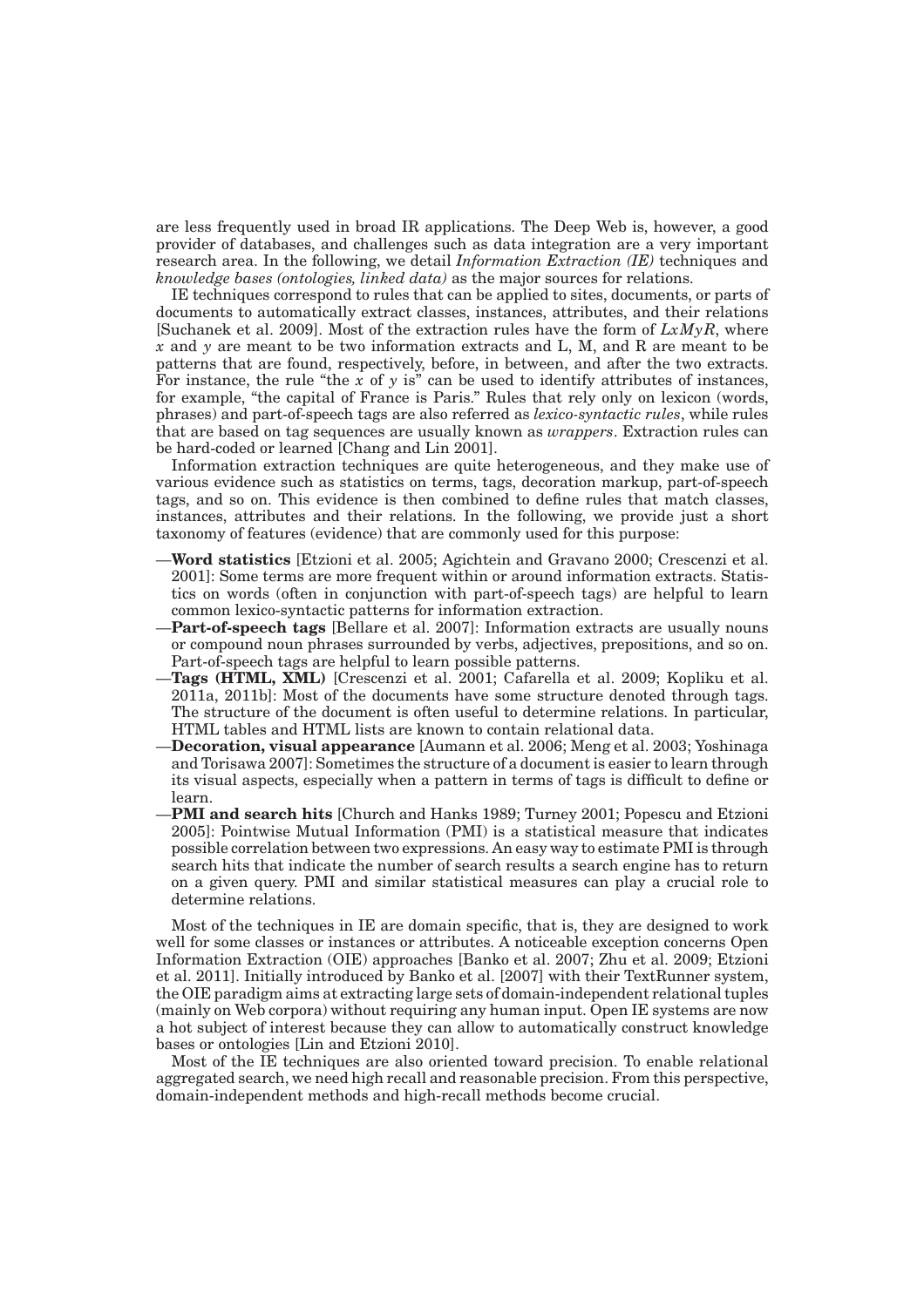are less frequently used in broad IR applications. The Deep Web is, however, a good provider of databases, and challenges such as data integration are a very important research area. In the following, we detail *Information Extraction (IE)* techniques and *knowledge bases (ontologies, linked data)* as the major sources for relations.

IE techniques correspond to rules that can be applied to sites, documents, or parts of documents to automatically extract classes, instances, attributes, and their relations [Suchanek et al. 2009]. Most of the extraction rules have the form of $LxMyR$, where $x$ and $y$ are meant to be two information extracts and L, M, and R are meant to be patterns that are found, respectively, before, in between, and after the two extracts. For instance, the rule "the $x$ of $y$ is" can be used to identify attributes of instances, for example, "the capital of France is Paris." Rules that rely only on lexicon (words, phrases) and part-of-speech tags are also referred as *lexico-syntactic rules*, while rules that are based on tag sequences are usually known as *wrappers*. Extraction rules can be hard-coded or learned [Chang and Lin 2001].

Information extraction techniques are quite heterogeneous, and they make use of various evidence such as statistics on terms, tags, decoration markup, part-of-speech tags, and so on. This evidence is then combined to define rules that match classes, instances, attributes and their relations. In the following, we provide just a short taxonomy of features (evidence) that are commonly used for this purpose:

—**Word statistics** [Etzioni et al. 2005; Agichtein and Gravano 2000; Crescenzi et al. 2001]: Some terms are more frequent within or around information extracts. Statistics on words (often in conjunction with part-of-speech tags) are helpful to learn common lexico-syntactic patterns for information extraction.

—**Part-of-speech tags** [Bellare et al. 2007]: Information extracts are usually nouns or compound noun phrases surrounded by verbs, adjectives, prepositions, and so on. Part-of-speech tags are helpful to learn possible patterns.

—**Tags (HTML, XML)** [Crescenzi et al. 2001; Cafarella et al. 2009; Kopliku et al. 2011a, 2011b]: Most of the documents have some structure denoted through tags. The structure of the document is often useful to determine relations. In particular, HTML tables and HTML lists are known to contain relational data.

—**Decoration, visual appearance** [Aumann et al. 2006; Meng et al. 2003; Yoshinaga and Torisawa 2007]: Sometimes the structure of a document is easier to learn through its visual aspects, especially when a pattern in terms of tags is difficult to define or learn.

—**PMI and search hits** [Church and Hanks 1989; Turney 2001; Popescu and Etzioni 2005]: Pointwise Mutual Information (PMI) is a statistical measure that indicates possible correlation between two expressions. An easy way to estimate PMI is through search hits that indicate the number of search results a search engine has to return on a given query. PMI and similar statistical measures can play a crucial role to determine relations.

Most of the techniques in IE are domain specific, that is, they are designed to work well for some classes or instances or attributes. A noticeable exception concerns Open Information Extraction (OIE) approaches [Banko et al. 2007; Zhu et al. 2009; Etzioni et al. 2011]. Initially introduced by Banko et al. [2007] with their TextRunner system, the OIE paradigm aims at extracting large sets of domain-independent relational tuples (mainly on Web corpora) without requiring any human input. Open IE systems are now a hot subject of interest because they can allow to automatically construct knowledge bases or ontologies [Lin and Etzioni 2010].

Most of the IE techniques are also oriented toward precision. To enable relational aggregated search, we need high recall and reasonable precision. From this perspective, domain-independent methods and high-recall methods become crucial.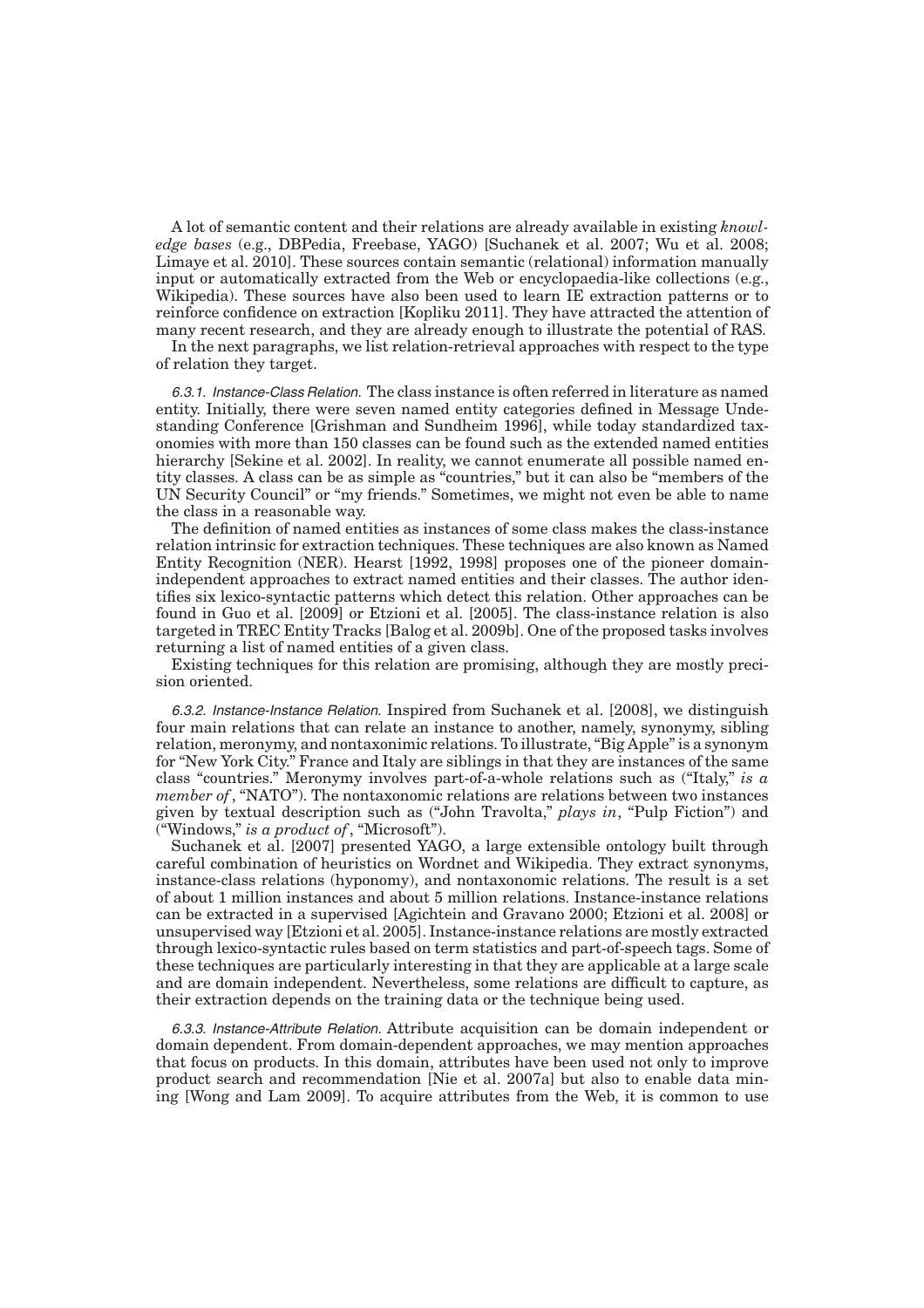A lot of semantic content and their relations are already available in existing *knowledge bases* (e.g., DBPedia, Freebase, YAGO) [Suchanek et al. 2007; Wu et al. 2008; Limaye et al. 2010]. These sources contain semantic (relational) information manually input or automatically extracted from the Web or encyclopaedia-like collections (e.g., Wikipedia). These sources have also been used to learn IE extraction patterns or to reinforce confidence on extraction [Kopliku 2011]. They have attracted the attention of many recent research, and they are already enough to illustrate the potential of RAS.

In the next paragraphs, we list relation-retrieval approaches with respect to the type of relation they target.

*6.3.1. Instance-Class Relation.* The class instance is often referred in literature as named entity. Initially, there were seven named entity categories defined in Message Undestanding Conference [Grishman and Sundheim 1996], while today standardized taxonomies with more than 150 classes can be found such as the extended named entities hierarchy [Sekine et al. 2002]. In reality, we cannot enumerate all possible named entity classes. A class can be as simple as "countries," but it can also be "members of the UN Security Council" or "my friends." Sometimes, we might not even be able to name the class in a reasonable way.

The definition of named entities as instances of some class makes the class-instance relation intrinsic for extraction techniques. These techniques are also known as Named Entity Recognition (NER). Hearst [1992, 1998] proposes one of the pioneer domain-independent approaches to extract named entities and their classes. The author identifies six lexico-syntactic patterns which detect this relation. Other approaches can be found in Guo et al. [2009] or Etzioni et al. [2005]. The class-instance relation is also targeted in TREC Entity Tracks [Balog et al. 2009b]. One of the proposed tasks involves returning a list of named entities of a given class.

Existing techniques for this relation are promising, although they are mostly precision oriented.

*6.3.2. Instance-Instance Relation.* Inspired from Suchanek et al. [2008], we distinguish four main relations that can relate an instance to another, namely, synonymy, sibling relation, meronymy, and nontaxonimic relations. To illustrate, "Big Apple" is a synonym for "New York City." France and Italy are siblings in that they are instances of the same class "countries." Meronymy involves part-of-a-whole relations such as ("Italy," *is a member of*, "NATO"). The nontaxonomic relations are relations between two instances given by textual description such as ("John Travolta," *plays in*, "Pulp Fiction") and ("Windows," *is a product of*, "Microsoft").

Suchanek et al. [2007] presented YAGO, a large extensible ontology built through careful combination of heuristics on Wordnet and Wikipedia. They extract synonyms, instance-class relations (hyponomy), and nontaxonomic relations. The result is a set of about 1 million instances and about 5 million relations. Instance-instance relations can be extracted in a supervised [Agichtein and Gravano 2000; Etzioni et al. 2008] or unsupervised way [Etzioni et al. 2005]. Instance-instance relations are mostly extracted through lexico-syntactic rules based on term statistics and part-of-speech tags. Some of these techniques are particularly interesting in that they are applicable at a large scale and are domain independent. Nevertheless, some relations are difficult to capture, as their extraction depends on the training data or the technique being used.

*6.3.3. Instance-Attribute Relation.* Attribute acquisition can be domain independent or domain dependent. From domain-dependent approaches, we may mention approaches that focus on products. In this domain, attributes have been used not only to improve product search and recommendation [Nie et al. 2007a] but also to enable data mining [Wong and Lam 2009]. To acquire attributes from the Web, it is common to use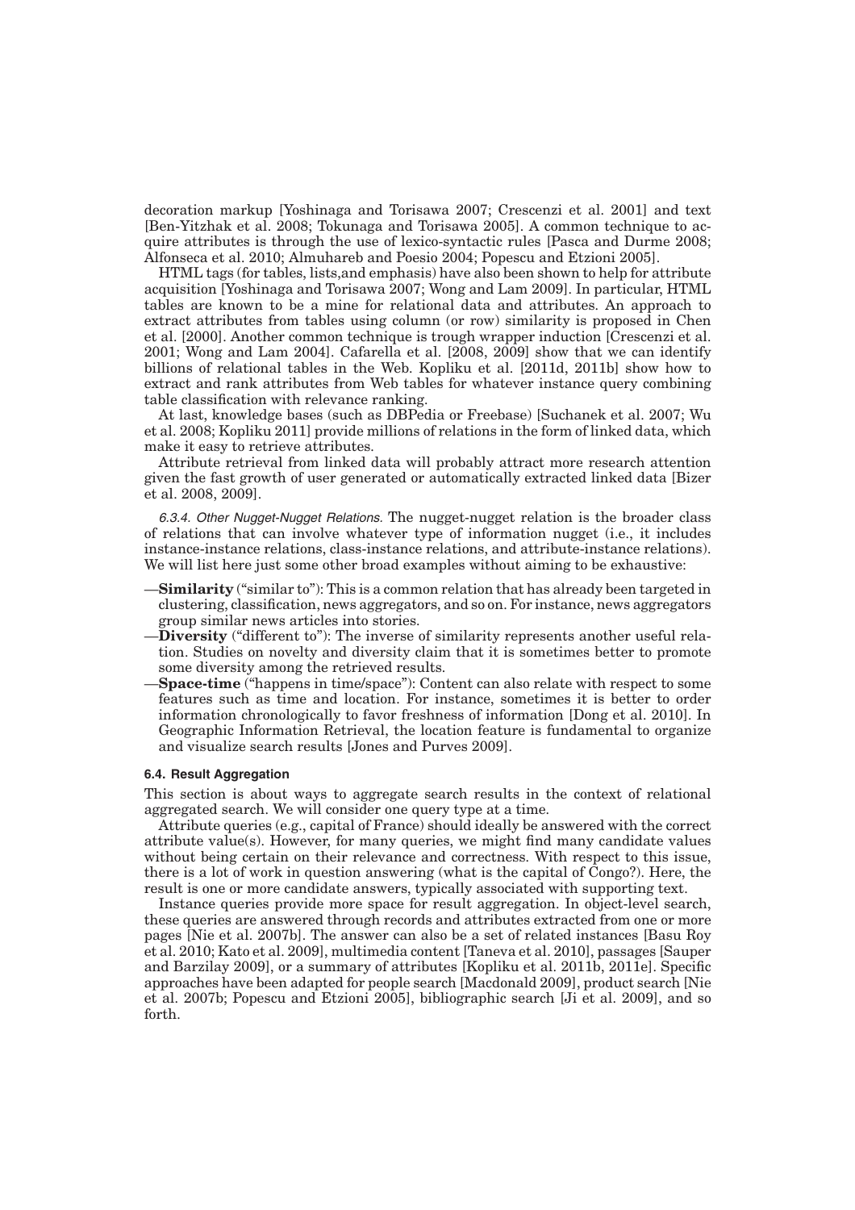decoration markup [Yoshinaga and Torisawa 2007; Crescenzi et al. 2001] and text [Ben-Yitzhak et al. 2008; Tokunaga and Torisawa 2005]. A common technique to acquire attributes is through the use of lexico-syntactic rules [Pasca and Durme 2008; Alfonseca et al. 2010; Almuhareb and Poesio 2004; Popescu and Etzioni 2005].

HTML tags (for tables, lists,and emphasis) have also been shown to help for attribute acquisition [Yoshinaga and Torisawa 2007; Wong and Lam 2009]. In particular, HTML tables are known to be a mine for relational data and attributes. An approach to extract attributes from tables using column (or row) similarity is proposed in Chen et al. [2000]. Another common technique is trough wrapper induction [Crescenzi et al. 2001; Wong and Lam 2004]. Cafarella et al. [2008, 2009] show that we can identify billions of relational tables in the Web. Kopliku et al. [2011d, 2011b] show how to extract and rank attributes from Web tables for whatever instance query combining table classification with relevance ranking.

At last, knowledge bases (such as DBPedia or Freebase) [Suchanek et al. 2007; Wu et al. 2008; Kopliku 2011] provide millions of relations in the form of linked data, which make it easy to retrieve attributes.

Attribute retrieval from linked data will probably attract more research attention given the fast growth of user generated or automatically extracted linked data [Bizer et al. 2008, 2009].

*6.3.4. Other Nugget-Nugget Relations.* The nugget-nugget relation is the broader class of relations that can involve whatever type of information nugget (i.e., it includes instance-instance relations, class-instance relations, and attribute-instance relations). We will list here just some other broad examples without aiming to be exhaustive:

—**Similarity** ("similar to"): This is a common relation that has already been targeted in clustering, classification, news aggregators, and so on. For instance, news aggregators group similar news articles into stories.

—**Diversity** ("different to"): The inverse of similarity represents another useful relation. Studies on novelty and diversity claim that it is sometimes better to promote some diversity among the retrieved results.

—**Space-time** ("happens in time/space"): Content can also relate with respect to some features such as time and location. For instance, sometimes it is better to order information chronologically to favor freshness of information [Dong et al. 2010]. In Geographic Information Retrieval, the location feature is fundamental to organize and visualize search results [Jones and Purves 2009].

### 6.4. Result Aggregation

This section is about ways to aggregate search results in the context of relational aggregated search. We will consider one query type at a time.

Attribute queries (e.g., capital of France) should ideally be answered with the correct attribute value(s). However, for many queries, we might find many candidate values without being certain on their relevance and correctness. With respect to this issue, there is a lot of work in question answering (what is the capital of Congo?). Here, the result is one or more candidate answers, typically associated with supporting text.

Instance queries provide more space for result aggregation. In object-level search, these queries are answered through records and attributes extracted from one or more pages [Nie et al. 2007b]. The answer can also be a set of related instances [Basu Roy et al. 2010; Kato et al. 2009], multimedia content [Taneva et al. 2010], passages [Sauper and Barzilay 2009], or a summary of attributes [Kopliku et al. 2011b, 2011e]. Specific approaches have been adapted for people search [Macdonald 2009], product search [Nie et al. 2007b; Popescu and Etzioni 2005], bibliographic search [Ji et al. 2009], and so forth.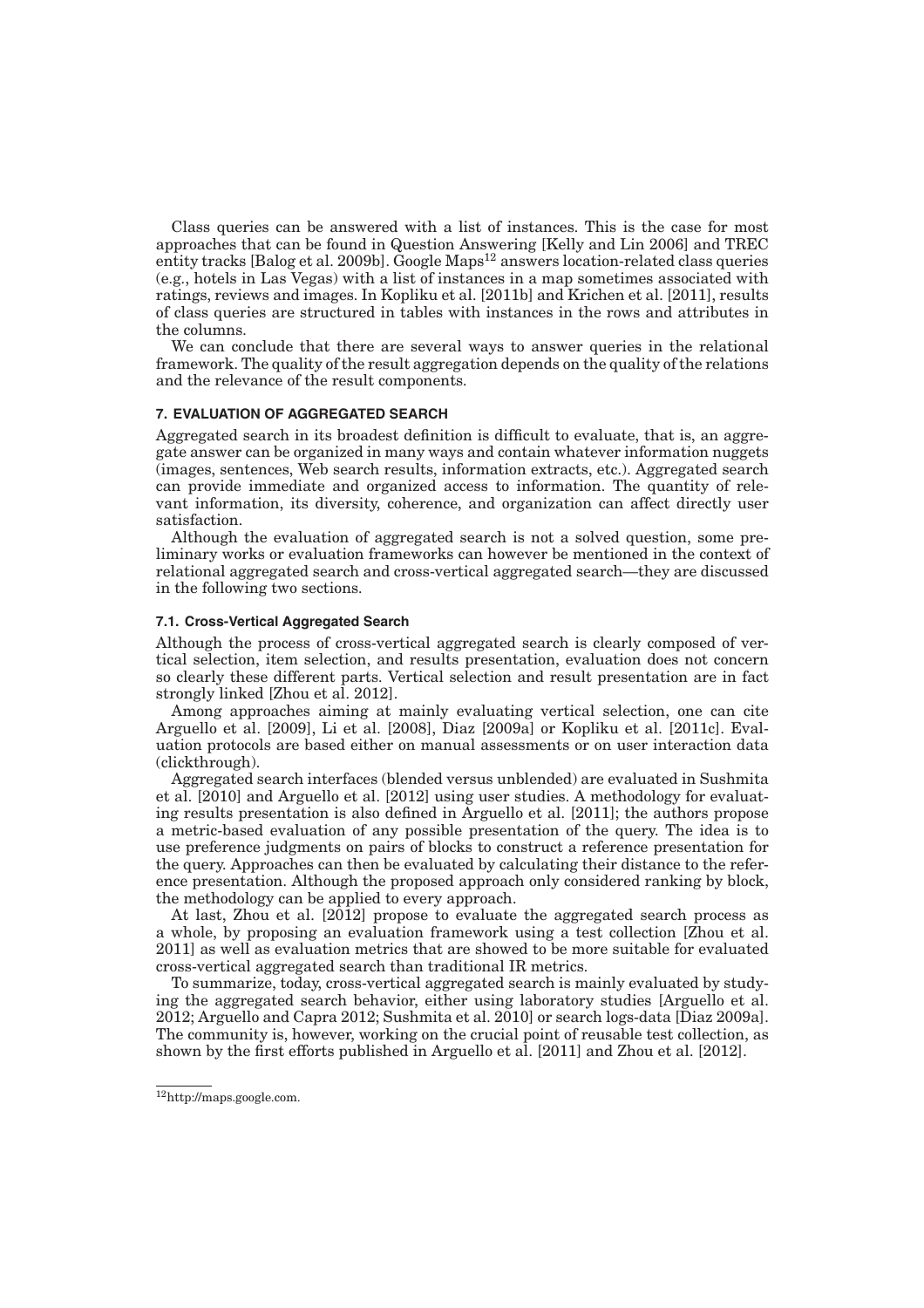Class queries can be answered with a list of instances. This is the case for most approaches that can be found in Question Answering [Kelly and Lin 2006] and TREC entity tracks [Balog et al. 2009b]. Google Maps[12] answers location-related class queries (e.g., hotels in Las Vegas) with a list of instances in a map sometimes associated with ratings, reviews and images. In Kopliku et al. [2011b] and Krichen et al. [2011], results of class queries are structured in tables with instances in the rows and attributes in the columns.

We can conclude that there are several ways to answer queries in the relational framework. The quality of the result aggregation depends on the quality of the relations and the relevance of the result components.

## 7. EVALUATION OF AGGREGATED SEARCH

Aggregated search in its broadest definition is difficult to evaluate, that is, an aggregate answer can be organized in many ways and contain whatever information nuggets (images, sentences, Web search results, information extracts, etc.). Aggregated search can provide immediate and organized access to information. The quantity of relevant information, its diversity, coherence, and organization can affect directly user satisfaction.

Although the evaluation of aggregated search is not a solved question, some preliminary works or evaluation frameworks can however be mentioned in the context of relational aggregated search and cross-vertical aggregated search—they are discussed in the following two sections.

### 7.1. Cross-Vertical Aggregated Search

Although the process of cross-vertical aggregated search is clearly composed of vertical selection, item selection, and results presentation, evaluation does not concern so clearly these different parts. Vertical selection and result presentation are in fact strongly linked [Zhou et al. 2012].

Among approaches aiming at mainly evaluating vertical selection, one can cite Arguello et al. [2009], Li et al. [2008], Diaz [2009a] or Kopliku et al. [2011c]. Evaluation protocols are based either on manual assessments or on user interaction data (clickthrough).

Aggregated search interfaces (blended versus unblended) are evaluated in Sushmita et al. [2010] and Arguello et al. [2012] using user studies. A methodology for evaluating results presentation is also defined in Arguello et al. [2011]; the authors propose a metric-based evaluation of any possible presentation of the query. The idea is to use preference judgments on pairs of blocks to construct a reference presentation for the query. Approaches can then be evaluated by calculating their distance to the reference presentation. Although the proposed approach only considered ranking by block, the methodology can be applied to every approach.

At last, Zhou et al. [2012] propose to evaluate the aggregated search process as a whole, by proposing an evaluation framework using a test collection [Zhou et al. 2011] as well as evaluation metrics that are showed to be more suitable for evaluated cross-vertical aggregated search than traditional IR metrics.

To summarize, today, cross-vertical aggregated search is mainly evaluated by studying the aggregated search behavior, either using laboratory studies [Arguello et al. 2012; Arguello and Capra 2012; Sushmita et al. 2010] or search logs-data [Diaz 2009a]. The community is, however, working on the crucial point of reusable test collection, as shown by the first efforts published in Arguello et al. [2011] and Zhou et al. [2012].

---

[12] http://maps.google.com.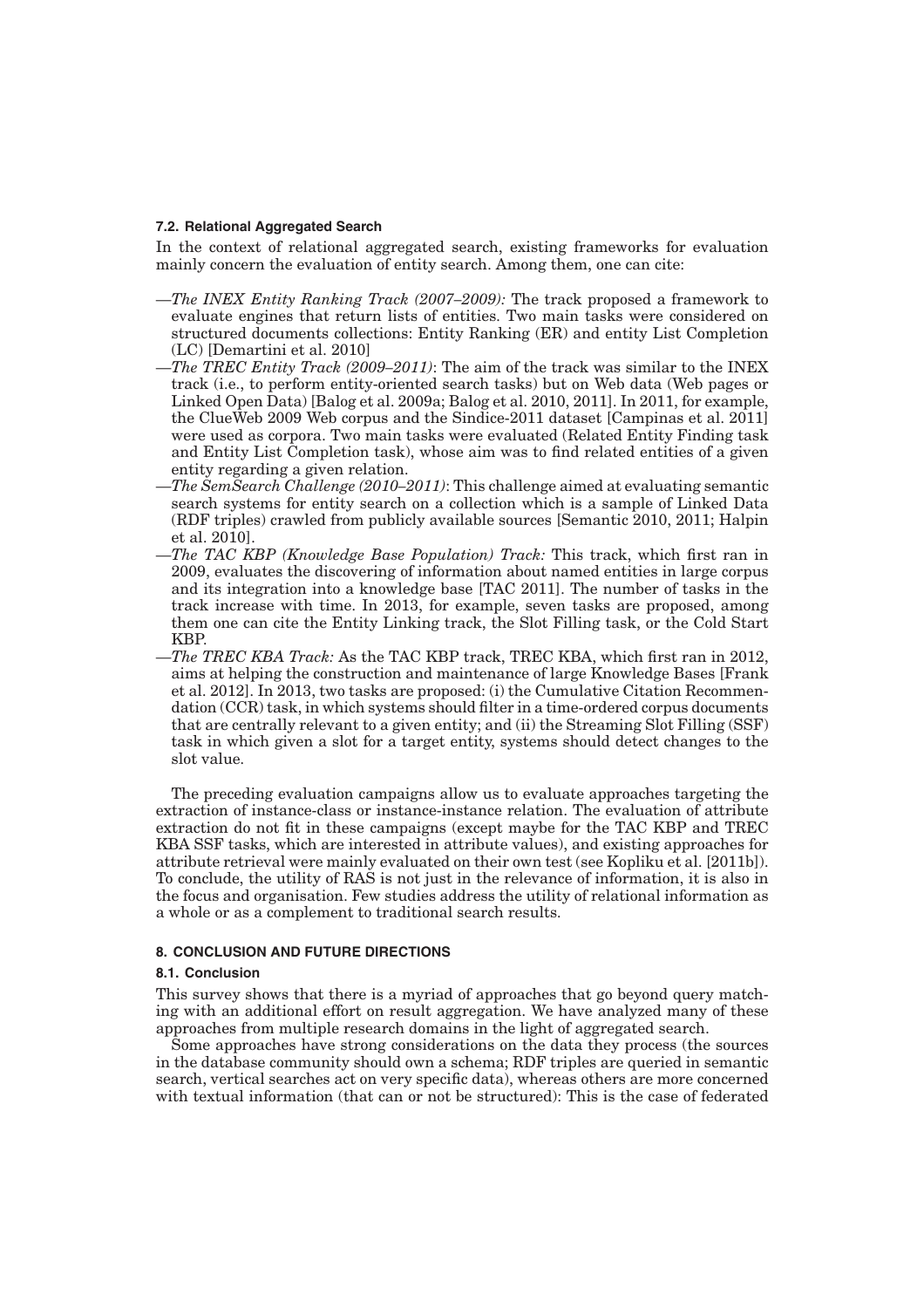### 7.2. Relational Aggregated Search

In the context of relational aggregated search, existing frameworks for evaluation mainly concern the evaluation of entity search. Among them, one can cite:

—*The INEX Entity Ranking Track (2007–2009):* The track proposed a framework to evaluate engines that return lists of entities. Two main tasks were considered on structured documents collections: Entity Ranking (ER) and entity List Completion (LC) [Demartini et al. 2010]

—*The TREC Entity Track (2009–2011)*: The aim of the track was similar to the INEX track (i.e., to perform entity-oriented search tasks) but on Web data (Web pages or Linked Open Data) [Balog et al. 2009a; Balog et al. 2010, 2011]. In 2011, for example, the ClueWeb 2009 Web corpus and the Sindice-2011 dataset [Campinas et al. 2011] were used as corpora. Two main tasks were evaluated (Related Entity Finding task and Entity List Completion task), whose aim was to find related entities of a given entity regarding a given relation.

—*The SemSearch Challenge (2010–2011)*: This challenge aimed at evaluating semantic search systems for entity search on a collection which is a sample of Linked Data (RDF triples) crawled from publicly available sources [Semantic 2010, 2011; Halpin et al. 2010].

—*The TAC KBP (Knowledge Base Population) Track:* This track, which first ran in 2009, evaluates the discovering of information about named entities in large corpus and its integration into a knowledge base [TAC 2011]. The number of tasks in the track increase with time. In 2013, for example, seven tasks are proposed, among them one can cite the Entity Linking track, the Slot Filling task, or the Cold Start KBP.

—*The TREC KBA Track:* As the TAC KBP track, TREC KBA, which first ran in 2012, aims at helping the construction and maintenance of large Knowledge Bases [Frank et al. 2012]. In 2013, two tasks are proposed: (i) the Cumulative Citation Recommendation (CCR) task, in which systems should filter in a time-ordered corpus documents that are centrally relevant to a given entity; and (ii) the Streaming Slot Filling (SSF) task in which given a slot for a target entity, systems should detect changes to the slot value.

The preceding evaluation campaigns allow us to evaluate approaches targeting the extraction of instance-class or instance-instance relation. The evaluation of attribute extraction do not fit in these campaigns (except maybe for the TAC KBP and TREC KBA SSF tasks, which are interested in attribute values), and existing approaches for attribute retrieval were mainly evaluated on their own test (see Kopliku et al. [2011b]). To conclude, the utility of RAS is not just in the relevance of information, it is also in the focus and organisation. Few studies address the utility of relational information as a whole or as a complement to traditional search results.

## 8. CONCLUSION AND FUTURE DIRECTIONS

### 8.1. Conclusion

This survey shows that there is a myriad of approaches that go beyond query matching with an additional effort on result aggregation. We have analyzed many of these approaches from multiple research domains in the light of aggregated search.

Some approaches have strong considerations on the data they process (the sources in the database community should own a schema; RDF triples are queried in semantic search, vertical searches act on very specific data), whereas others are more concerned with textual information (that can or not be structured): This is the case of federated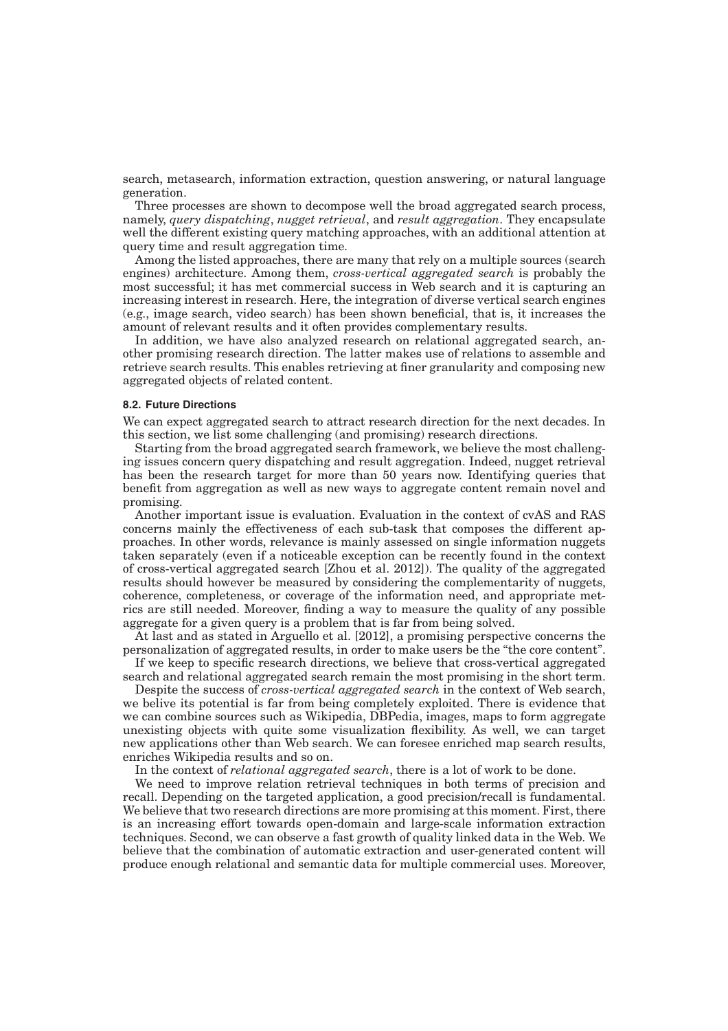search, metasearch, information extraction, question answering, or natural language generation.

Three processes are shown to decompose well the broad aggregated search process, namely, *query dispatching*, *nugget retrieval*, and *result aggregation*. They encapsulate well the different existing query matching approaches, with an additional attention at query time and result aggregation time.

Among the listed approaches, there are many that rely on a multiple sources (search engines) architecture. Among them, *cross-vertical aggregated search* is probably the most successful; it has met commercial success in Web search and it is capturing an increasing interest in research. Here, the integration of diverse vertical search engines (e.g., image search, video search) has been shown beneficial, that is, it increases the amount of relevant results and it often provides complementary results.

In addition, we have also analyzed research on relational aggregated search, another promising research direction. The latter makes use of relations to assemble and retrieve search results. This enables retrieving at finer granularity and composing new aggregated objects of related content.

### 8.2. Future Directions

We can expect aggregated search to attract research direction for the next decades. In this section, we list some challenging (and promising) research directions.

Starting from the broad aggregated search framework, we believe the most challenging issues concern query dispatching and result aggregation. Indeed, nugget retrieval has been the research target for more than 50 years now. Identifying queries that benefit from aggregation as well as new ways to aggregate content remain novel and promising.

Another important issue is evaluation. Evaluation in the context of cvAS and RAS concerns mainly the effectiveness of each sub-task that composes the different approaches. In other words, relevance is mainly assessed on single information nuggets taken separately (even if a noticeable exception can be recently found in the context of cross-vertical aggregated search [Zhou et al. 2012]). The quality of the aggregated results should however be measured by considering the complementarity of nuggets, coherence, completeness, or coverage of the information need, and appropriate metrics are still needed. Moreover, finding a way to measure the quality of any possible aggregate for a given query is a problem that is far from being solved.

At last and as stated in Arguello et al. [2012], a promising perspective concerns the personalization of aggregated results, in order to make users be the "the core content".

If we keep to specific research directions, we believe that cross-vertical aggregated search and relational aggregated search remain the most promising in the short term.

Despite the success of *cross-vertical aggregated search* in the context of Web search, we belive its potential is far from being completely exploited. There is evidence that we can combine sources such as Wikipedia, DBPedia, images, maps to form aggregate unexisting objects with quite some visualization flexibility. As well, we can target new applications other than Web search. We can foresee enriched map search results, enriches Wikipedia results and so on.

In the context of *relational aggregated search*, there is a lot of work to be done.

We need to improve relation retrieval techniques in both terms of precision and recall. Depending on the targeted application, a good precision/recall is fundamental. We believe that two research directions are more promising at this moment. First, there is an increasing effort towards open-domain and large-scale information extraction techniques. Second, we can observe a fast growth of quality linked data in the Web. We believe that the combination of automatic extraction and user-generated content will produce enough relational and semantic data for multiple commercial uses. Moreover,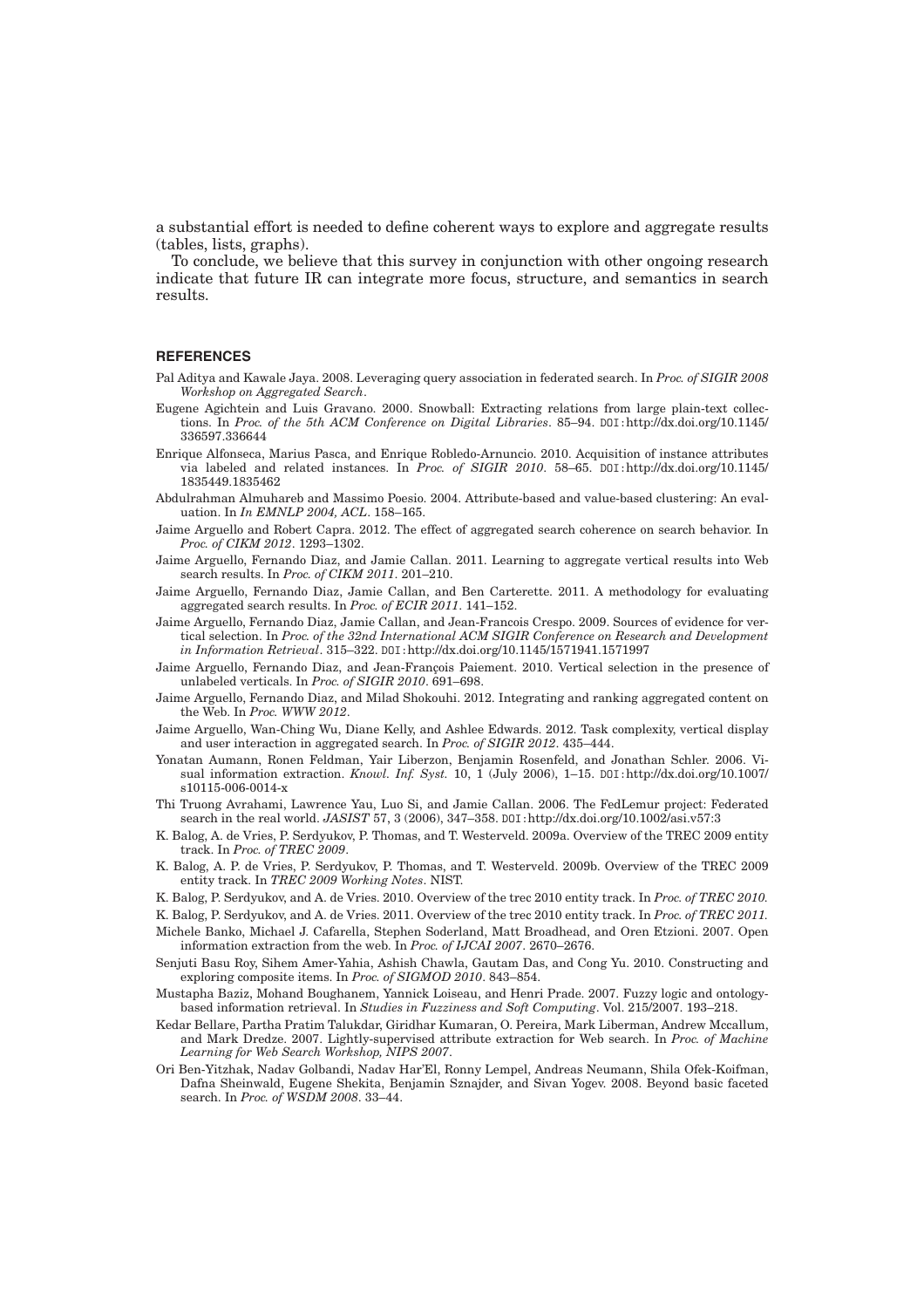a substantial effort is needed to define coherent ways to explore and aggregate results (tables, lists, graphs).

To conclude, we believe that this survey in conjunction with other ongoing research indicate that future IR can integrate more focus, structure, and semantics in search results.

## REFERENCES

Pal Aditya and Kawale Jaya. 2008. Leveraging query association in federated search. In *Proc. of SIGIR 2008 Workshop on Aggregated Search*.

Eugene Agichtein and Luis Gravano. 2000. Snowball: Extracting relations from large plain-text collections. In *Proc. of the 5th ACM Conference on Digital Libraries*. 85–94. DOI:http://dx.doi.org/10.1145/336597.336644

Enrique Alfonseca, Marius Pasca, and Enrique Robledo-Arnuncio. 2010. Acquisition of instance attributes via labeled and related instances. In *Proc. of SIGIR 2010*. 58–65. DOI:http://dx.doi.org/10.1145/1835449.1835462

Abdulrahman Almuhareb and Massimo Poesio. 2004. Attribute-based and value-based clustering: An evaluation. In *In EMNLP 2004, ACL*. 158–165.

Jaime Arguello and Robert Capra. 2012. The effect of aggregated search coherence on search behavior. In *Proc. of CIKM 2012*. 1293–1302.

Jaime Arguello, Fernando Diaz, and Jamie Callan. 2011. Learning to aggregate vertical results into Web search results. In *Proc. of CIKM 2011*. 201–210.

Jaime Arguello, Fernando Diaz, Jamie Callan, and Ben Carterette. 2011. A methodology for evaluating aggregated search results. In *Proc. of ECIR 2011*. 141–152.

Jaime Arguello, Fernando Diaz, Jamie Callan, and Jean-Francois Crespo. 2009. Sources of evidence for vertical selection. In *Proc. of the 32nd International ACM SIGIR Conference on Research and Development in Information Retrieval*. 315–322. DOI:http://dx.doi.org/10.1145/1571941.1571997

Jaime Arguello, Fernando Diaz, and Jean-François Paiement. 2010. Vertical selection in the presence of unlabeled verticals. In *Proc. of SIGIR 2010*. 691–698.

Jaime Arguello, Fernando Diaz, and Milad Shokouhi. 2012. Integrating and ranking aggregated content on the Web. In *Proc. WWW 2012*.

Jaime Arguello, Wan-Ching Wu, Diane Kelly, and Ashlee Edwards. 2012. Task complexity, vertical display and user interaction in aggregated search. In *Proc. of SIGIR 2012*. 435–444.

Yonatan Aumann, Ronen Feldman, Yair Liberzon, Benjamin Rosenfeld, and Jonathan Schler. 2006. Visual information extraction. *Knowl. Inf. Syst.* 10, 1 (July 2006), 1–15. DOI:http://dx.doi.org/10.1007/s10115-006-0014-x

Thi Truong Avrahami, Lawrence Yau, Luo Si, and Jamie Callan. 2006. The FedLemur project: Federated search in the real world. *JASIST* 57, 3 (2006), 347–358. DOI:http://dx.doi.org/10.1002/asi.v57:3

K. Balog, A. de Vries, P. Serdyukov, P. Thomas, and T. Westerveld. 2009a. Overview of the TREC 2009 entity track. In *Proc. of TREC 2009*.

K. Balog, A. P. de Vries, P. Serdyukov, P. Thomas, and T. Westerveld. 2009b. Overview of the TREC 2009 entity track. In *TREC 2009 Working Notes*. NIST.

K. Balog, P. Serdyukov, and A. de Vries. 2010. Overview of the trec 2010 entity track. In *Proc. of TREC 2010.*

K. Balog, P. Serdyukov, and A. de Vries. 2011. Overview of the trec 2010 entity track. In *Proc. of TREC 2011.*

Michele Banko, Michael J. Cafarella, Stephen Soderland, Matt Broadhead, and Oren Etzioni. 2007. Open information extraction from the web. In *Proc. of IJCAI 2007*. 2670–2676.

Senjuti Basu Roy, Sihem Amer-Yahia, Ashish Chawla, Gautam Das, and Cong Yu. 2010. Constructing and exploring composite items. In *Proc. of SIGMOD 2010*. 843–854.

Mustapha Baziz, Mohand Boughanem, Yannick Loiseau, and Henri Prade. 2007. Fuzzy logic and ontology-based information retrieval. In *Studies in Fuzziness and Soft Computing*. Vol. 215/2007. 193–218.

Kedar Bellare, Partha Pratim Talukdar, Giridhar Kumaran, O. Pereira, Mark Liberman, Andrew Mccallum, and Mark Dredze. 2007. Lightly-supervised attribute extraction for Web search. In *Proc. of Machine Learning for Web Search Workshop, NIPS 2007*.

Ori Ben-Yitzhak, Nadav Golbandi, Nadav Har'El, Ronny Lempel, Andreas Neumann, Shila Ofek-Koifman, Dafna Sheinwald, Eugene Shekita, Benjamin Sznajder, and Sivan Yogev. 2008. Beyond basic faceted search. In *Proc. of WSDM 2008*. 33–44.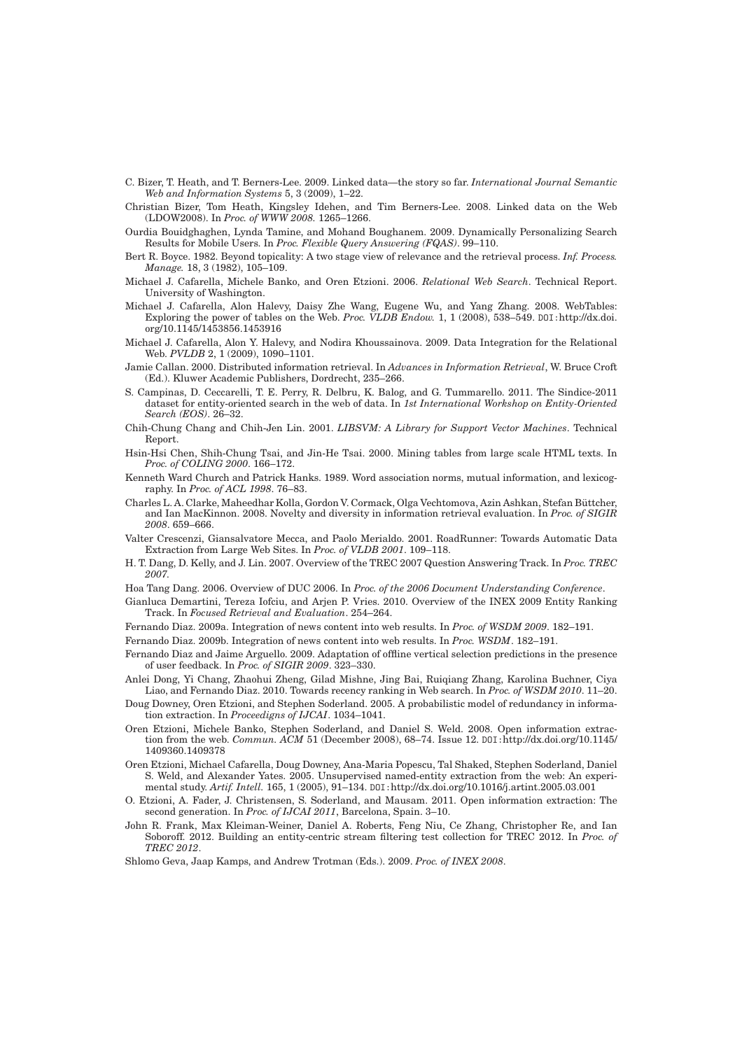C. Bizer, T. Heath, and T. Berners-Lee. 2009. Linked data—the story so far. *International Journal Semantic Web and Information Systems* 5, 3 (2009), 1–22.

Christian Bizer, Tom Heath, Kingsley Idehen, and Tim Berners-Lee. 2008. Linked data on the Web (LDOW2008). In *Proc. of WWW 2008.* 1265–1266.

Ourdia Bouidghaghen, Lynda Tamine, and Mohand Boughanem. 2009. Dynamically Personalizing Search Results for Mobile Users. In *Proc. Flexible Query Answering (FQAS)*. 99–110.

Bert R. Boyce. 1982. Beyond topicality: A two stage view of relevance and the retrieval process. *Inf. Process. Manage.* 18, 3 (1982), 105–109.

Michael J. Cafarella, Michele Banko, and Oren Etzioni. 2006. *Relational Web Search*. Technical Report. University of Washington.

Michael J. Cafarella, Alon Halevy, Daisy Zhe Wang, Eugene Wu, and Yang Zhang. 2008. WebTables: Exploring the power of tables on the Web. *Proc. VLDB Endow.* 1, 1 (2008), 538–549. DOI:http://dx.doi.org/10.1145/1453856.1453916

Michael J. Cafarella, Alon Y. Halevy, and Nodira Khoussainova. 2009. Data Integration for the Relational Web. *PVLDB* 2, 1 (2009), 1090–1101.

Jamie Callan. 2000. Distributed information retrieval. In *Advances in Information Retrieval*, W. Bruce Croft (Ed.). Kluwer Academic Publishers, Dordrecht, 235–266.

S. Campinas, D. Ceccarelli, T. E. Perry, R. Delbru, K. Balog, and G. Tummarello. 2011. The Sindice-2011 dataset for entity-oriented search in the web of data. In *1st International Workshop on Entity-Oriented Search (EOS)*. 26–32.

Chih-Chung Chang and Chih-Jen Lin. 2001. *LIBSVM: A Library for Support Vector Machines*. Technical Report.

Hsin-Hsi Chen, Shih-Chung Tsai, and Jin-He Tsai. 2000. Mining tables from large scale HTML texts. In *Proc. of COLING 2000*. 166–172.

Kenneth Ward Church and Patrick Hanks. 1989. Word association norms, mutual information, and lexicography. In *Proc. of ACL 1998*. 76–83.

Charles L. A. Clarke, Maheedhar Kolla, Gordon V. Cormack, Olga Vechtomova, Azin Ashkan, Stefan Büttcher, and Ian MacKinnon. 2008. Novelty and diversity in information retrieval evaluation. In *Proc. of SIGIR 2008*. 659–666.

Valter Crescenzi, Giansalvatore Mecca, and Paolo Merialdo. 2001. RoadRunner: Towards Automatic Data Extraction from Large Web Sites. In *Proc. of VLDB 2001*. 109–118.

H. T. Dang, D. Kelly, and J. Lin. 2007. Overview of the TREC 2007 Question Answering Track. In *Proc. TREC 2007.*

Hoa Tang Dang. 2006. Overview of DUC 2006. In *Proc. of the 2006 Document Understanding Conference*.

Gianluca Demartini, Tereza Iofciu, and Arjen P. Vries. 2010. Overview of the INEX 2009 Entity Ranking Track. In *Focused Retrieval and Evaluation*. 254–264.

Fernando Diaz. 2009a. Integration of news content into web results. In *Proc. of WSDM 2009*. 182–191.

Fernando Diaz. 2009b. Integration of news content into web results. In *Proc. WSDM*. 182–191.

Fernando Diaz and Jaime Arguello. 2009. Adaptation of offline vertical selection predictions in the presence of user feedback. In *Proc. of SIGIR 2009*. 323–330.

Anlei Dong, Yi Chang, Zhaohui Zheng, Gilad Mishne, Jing Bai, Ruiqiang Zhang, Karolina Buchner, Ciya Liao, and Fernando Diaz. 2010. Towards recency ranking in Web search. In *Proc. of WSDM 2010*. 11–20.

Doug Downey, Oren Etzioni, and Stephen Soderland. 2005. A probabilistic model of redundancy in information extraction. In *Proceedigns of IJCAI*. 1034–1041.

Oren Etzioni, Michele Banko, Stephen Soderland, and Daniel S. Weld. 2008. Open information extraction from the web. *Commun. ACM* 51 (December 2008), 68–74. Issue 12. DOI:http://dx.doi.org/10.1145/1409360.1409378

Oren Etzioni, Michael Cafarella, Doug Downey, Ana-Maria Popescu, Tal Shaked, Stephen Soderland, Daniel S. Weld, and Alexander Yates. 2005. Unsupervised named-entity extraction from the web: An experimental study. *Artif. Intell.* 165, 1 (2005), 91–134. DOI:http://dx.doi.org/10.1016/j.artint.2005.03.001

O. Etzioni, A. Fader, J. Christensen, S. Soderland, and Mausam. 2011. Open information extraction: The second generation. In *Proc. of IJCAI 2011*, Barcelona, Spain. 3–10.

John R. Frank, Max Kleiman-Weiner, Daniel A. Roberts, Feng Niu, Ce Zhang, Christopher Re, and Ian Soboroff. 2012. Building an entity-centric stream filtering test collection for TREC 2012. In *Proc. of TREC 2012*.

Shlomo Geva, Jaap Kamps, and Andrew Trotman (Eds.). 2009. *Proc. of INEX 2008*.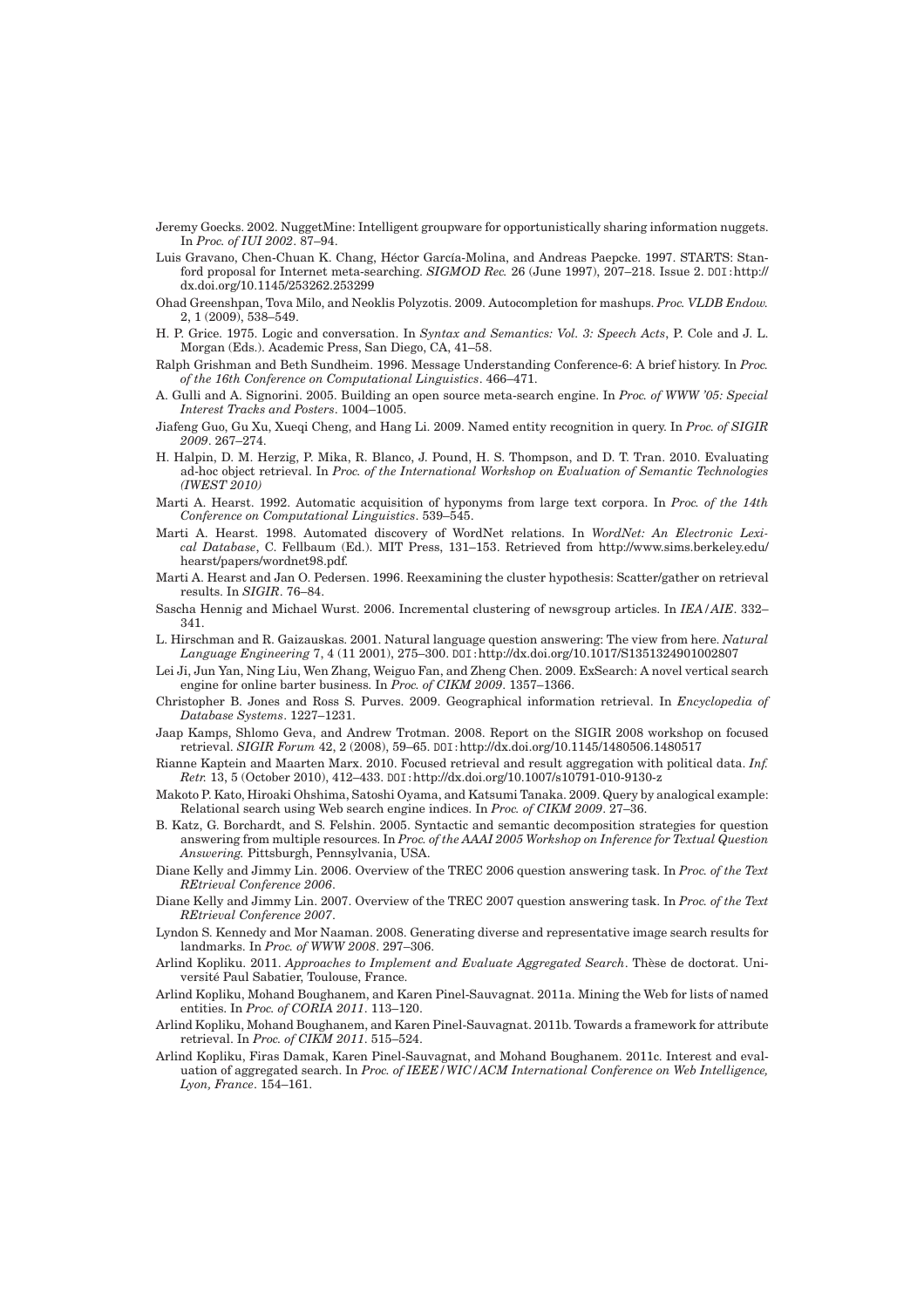Jeremy Goecks. 2002. NuggetMine: Intelligent groupware for opportunistically sharing information nuggets. In *Proc. of IUI 2002*. 87–94.

Luis Gravano, Chen-Chuan K. Chang, Héctor García-Molina, and Andreas Paepcke. 1997. STARTS: Stanford proposal for Internet meta-searching. *SIGMOD Rec.* 26 (June 1997), 207–218. Issue 2. DOI: http://dx.doi.org/10.1145/253262.253299

Ohad Greenshpan, Tova Milo, and Neoklis Polyzotis. 2009. Autocompletion for mashups. *Proc. VLDB Endow.* 2, 1 (2009), 538–549.

H. P. Grice. 1975. Logic and conversation. In *Syntax and Semantics: Vol. 3: Speech Acts*, P. Cole and J. L. Morgan (Eds.). Academic Press, San Diego, CA, 41–58.

Ralph Grishman and Beth Sundheim. 1996. Message Understanding Conference-6: A brief history. In *Proc. of the 16th Conference on Computational Linguistics*. 466–471.

A. Gulli and A. Signorini. 2005. Building an open source meta-search engine. In *Proc. of WWW '05: Special Interest Tracks and Posters*. 1004–1005.

Jiafeng Guo, Gu Xu, Xueqi Cheng, and Hang Li. 2009. Named entity recognition in query. In *Proc. of SIGIR 2009*. 267–274.

H. Halpin, D. M. Herzig, P. Mika, R. Blanco, J. Pound, H. S. Thompson, and D. T. Tran. 2010. Evaluating ad-hoc object retrieval. In *Proc. of the International Workshop on Evaluation of Semantic Technologies (IWEST 2010)*

Marti A. Hearst. 1992. Automatic acquisition of hyponyms from large text corpora. In *Proc. of the 14th Conference on Computational Linguistics*. 539–545.

Marti A. Hearst. 1998. Automated discovery of WordNet relations. In *WordNet: An Electronic Lexical Database*, C. Fellbaum (Ed.). MIT Press, 131–153. Retrieved from http://www.sims.berkeley.edu/hearst/papers/wordnet98.pdf.

Marti A. Hearst and Jan O. Pedersen. 1996. Reexamining the cluster hypothesis: Scatter/gather on retrieval results. In *SIGIR*. 76–84.

Sascha Hennig and Michael Wurst. 2006. Incremental clustering of newsgroup articles. In *IEA/AIE*. 332–341.

L. Hirschman and R. Gaizauskas. 2001. Natural language question answering: The view from here. *Natural Language Engineering* 7, 4 (11 2001), 275–300. DOI: http://dx.doi.org/10.1017/S1351324901002807

Lei Ji, Jun Yan, Ning Liu, Wen Zhang, Weiguo Fan, and Zheng Chen. 2009. ExSearch: A novel vertical search engine for online barter business. In *Proc. of CIKM 2009*. 1357–1366.

Christopher B. Jones and Ross S. Purves. 2009. Geographical information retrieval. In *Encyclopedia of Database Systems*. 1227–1231.

Jaap Kamps, Shlomo Geva, and Andrew Trotman. 2008. Report on the SIGIR 2008 workshop on focused retrieval. *SIGIR Forum* 42, 2 (2008), 59–65. DOI: http://dx.doi.org/10.1145/1480506.1480517

Rianne Kaptein and Maarten Marx. 2010. Focused retrieval and result aggregation with political data. *Inf. Retr.* 13, 5 (October 2010), 412–433. DOI: http://dx.doi.org/10.1007/s10791-010-9130-z

Makoto P. Kato, Hiroaki Ohshima, Satoshi Oyama, and Katsumi Tanaka. 2009. Query by analogical example: Relational search using Web search engine indices. In *Proc. of CIKM 2009*. 27–36.

B. Katz, G. Borchardt, and S. Felshin. 2005. Syntactic and semantic decomposition strategies for question answering from multiple resources. In *Proc. of the AAAI 2005 Workshop on Inference for Textual Question Answering.* Pittsburgh, Pennsylvania, USA.

Diane Kelly and Jimmy Lin. 2006. Overview of the TREC 2006 question answering task. In *Proc. of the Text REtrieval Conference 2006*.

Diane Kelly and Jimmy Lin. 2007. Overview of the TREC 2007 question answering task. In *Proc. of the Text REtrieval Conference 2007*.

Lyndon S. Kennedy and Mor Naaman. 2008. Generating diverse and representative image search results for landmarks. In *Proc. of WWW 2008*. 297–306.

Arlind Kopliku. 2011. *Approaches to Implement and Evaluate Aggregated Search*. Thèse de doctorat. Université Paul Sabatier, Toulouse, France.

Arlind Kopliku, Mohand Boughanem, and Karen Pinel-Sauvagnat. 2011a. Mining the Web for lists of named entities. In *Proc. of CORIA 2011*. 113–120.

Arlind Kopliku, Mohand Boughanem, and Karen Pinel-Sauvagnat. 2011b. Towards a framework for attribute retrieval. In *Proc. of CIKM 2011*. 515–524.

Arlind Kopliku, Firas Damak, Karen Pinel-Sauvagnat, and Mohand Boughanem. 2011c. Interest and evaluation of aggregated search. In *Proc. of IEEE/WIC/ACM International Conference on Web Intelligence, Lyon, France*. 154–161.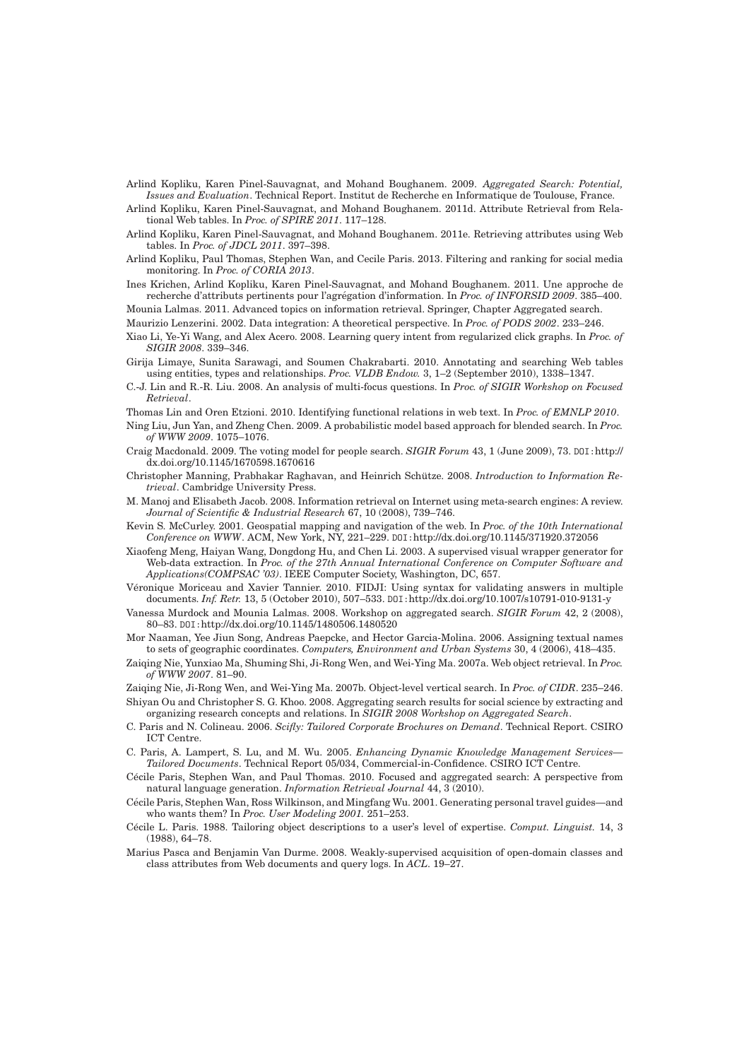Arlind Kopliku, Karen Pinel-Sauvagnat, and Mohand Boughanem. 2009. *Aggregated Search: Potential, Issues and Evaluation*. Technical Report. Institut de Recherche en Informatique de Toulouse, France.

Arlind Kopliku, Karen Pinel-Sauvagnat, and Mohand Boughanem. 2011d. Attribute Retrieval from Relational Web tables. In *Proc. of SPIRE 2011*. 117–128.

Arlind Kopliku, Karen Pinel-Sauvagnat, and Mohand Boughanem. 2011e. Retrieving attributes using Web tables. In *Proc. of JDCL 2011*. 397–398.

Arlind Kopliku, Paul Thomas, Stephen Wan, and Cecile Paris. 2013. Filtering and ranking for social media monitoring. In *Proc. of CORIA 2013*.

Ines Krichen, Arlind Kopliku, Karen Pinel-Sauvagnat, and Mohand Boughanem. 2011. Une approche de recherche d'attributs pertinents pour l'agrégation d'information. In *Proc. of INFORSID 2009*. 385–400.

Mounia Lalmas. 2011. Advanced topics on information retrieval. Springer, Chapter Aggregated search.

Maurizio Lenzerini. 2002. Data integration: A theoretical perspective. In *Proc. of PODS 2002*. 233–246.

Xiao Li, Ye-Yi Wang, and Alex Acero. 2008. Learning query intent from regularized click graphs. In *Proc. of SIGIR 2008*. 339–346.

Girija Limaye, Sunita Sarawagi, and Soumen Chakrabarti. 2010. Annotating and searching Web tables using entities, types and relationships. *Proc. VLDB Endow.* 3, 1–2 (September 2010), 1338–1347.

C.-J. Lin and R.-R. Liu. 2008. An analysis of multi-focus questions. In *Proc. of SIGIR Workshop on Focused Retrieval*.

Thomas Lin and Oren Etzioni. 2010. Identifying functional relations in web text. In *Proc. of EMNLP 2010*.

Ning Liu, Jun Yan, and Zheng Chen. 2009. A probabilistic model based approach for blended search. In *Proc. of WWW 2009*. 1075–1076.

Craig Macdonald. 2009. The voting model for people search. *SIGIR Forum* 43, 1 (June 2009), 73. DOI:http://dx.doi.org/10.1145/1670598.1670616

Christopher Manning, Prabhakar Raghavan, and Heinrich Schütze. 2008. *Introduction to Information Retrieval*. Cambridge University Press.

M. Manoj and Elisabeth Jacob. 2008. Information retrieval on Internet using meta-search engines: A review. *Journal of Scientific & Industrial Research* 67, 10 (2008), 739–746.

Kevin S. McCurley. 2001. Geospatial mapping and navigation of the web. In *Proc. of the 10th International Conference on WWW*. ACM, New York, NY, 221–229. DOI:http://dx.doi.org/10.1145/371920.372056

Xiaofeng Meng, Haiyan Wang, Dongdong Hu, and Chen Li. 2003. A supervised visual wrapper generator for Web-data extraction. In *Proc. of the 27th Annual International Conference on Computer Software and Applications(COMPSAC '03)*. IEEE Computer Society, Washington, DC, 657.

Véronique Moriceau and Xavier Tannier. 2010. FIDJI: Using syntax for validating answers in multiple documents. *Inf. Retr.* 13, 5 (October 2010), 507–533. DOI:http://dx.doi.org/10.1007/s10791-010-9131-y

Vanessa Murdock and Mounia Lalmas. 2008. Workshop on aggregated search. *SIGIR Forum* 42, 2 (2008), 80–83. DOI:http://dx.doi.org/10.1145/1480506.1480520

Mor Naaman, Yee Jiun Song, Andreas Paepcke, and Hector Garcia-Molina. 2006. Assigning textual names to sets of geographic coordinates. *Computers, Environment and Urban Systems* 30, 4 (2006), 418–435.

Zaiqing Nie, Yunxiao Ma, Shuming Shi, Ji-Rong Wen, and Wei-Ying Ma. 2007a. Web object retrieval. In *Proc. of WWW 2007*. 81–90.

Zaiqing Nie, Ji-Rong Wen, and Wei-Ying Ma. 2007b. Object-level vertical search. In *Proc. of CIDR*. 235–246.

Shiyan Ou and Christopher S. G. Khoo. 2008. Aggregating search results for social science by extracting and organizing research concepts and relations. In *SIGIR 2008 Workshop on Aggregated Search*.

C. Paris and N. Colineau. 2006. *Scifly: Tailored Corporate Brochures on Demand*. Technical Report. CSIRO ICT Centre.

C. Paris, A. Lampert, S. Lu, and M. Wu. 2005. *Enhancing Dynamic Knowledge Management Services—Tailored Documents*. Technical Report 05/034, Commercial-in-Confidence. CSIRO ICT Centre.

Cécile Paris, Stephen Wan, and Paul Thomas. 2010. Focused and aggregated search: A perspective from natural language generation. *Information Retrieval Journal* 44, 3 (2010).

Cécile Paris, Stephen Wan, Ross Wilkinson, and Mingfang Wu. 2001. Generating personal travel guides—and who wants them? In *Proc. User Modeling 2001.* 251–253.

Cécile L. Paris. 1988. Tailoring object descriptions to a user's level of expertise. *Comput. Linguist.* 14, 3 (1988), 64–78.

Marius Pasca and Benjamin Van Durme. 2008. Weakly-supervised acquisition of open-domain classes and class attributes from Web documents and query logs. In *ACL*. 19–27.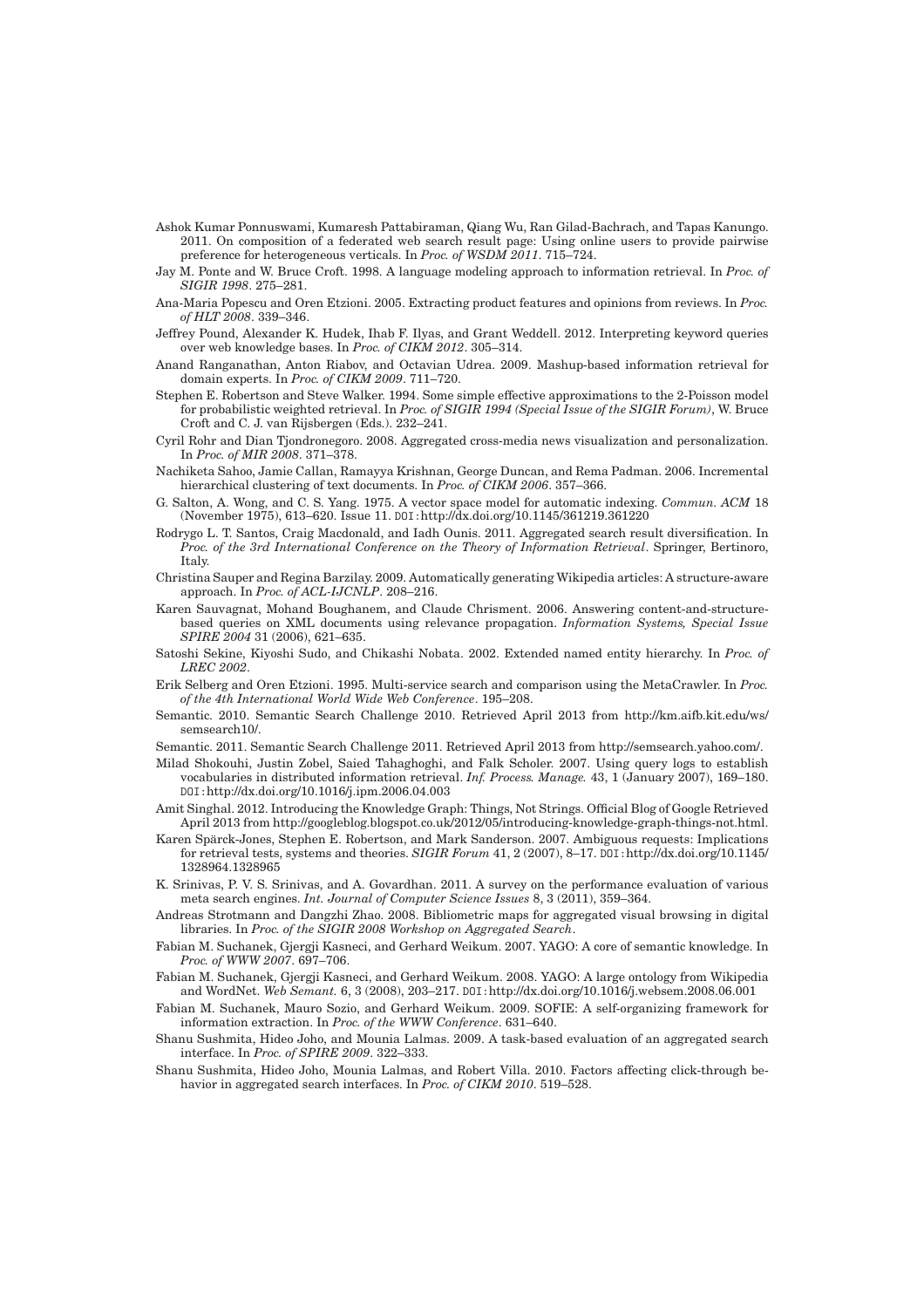Ashok Kumar Ponnuswami, Kumaresh Pattabiraman, Qiang Wu, Ran Gilad-Bachrach, and Tapas Kanungo. 2011. On composition of a federated web search result page: Using online users to provide pairwise preference for heterogeneous verticals. In *Proc. of WSDM 2011*. 715–724.

Jay M. Ponte and W. Bruce Croft. 1998. A language modeling approach to information retrieval. In *Proc. of SIGIR 1998*. 275–281.

Ana-Maria Popescu and Oren Etzioni. 2005. Extracting product features and opinions from reviews. In *Proc. of HLT 2008*. 339–346.

Jeffrey Pound, Alexander K. Hudek, Ihab F. Ilyas, and Grant Weddell. 2012. Interpreting keyword queries over web knowledge bases. In *Proc. of CIKM 2012*. 305–314.

Anand Ranganathan, Anton Riabov, and Octavian Udrea. 2009. Mashup-based information retrieval for domain experts. In *Proc. of CIKM 2009*. 711–720.

Stephen E. Robertson and Steve Walker. 1994. Some simple effective approximations to the 2-Poisson model for probabilistic weighted retrieval. In *Proc. of SIGIR 1994 (Special Issue of the SIGIR Forum)*, W. Bruce Croft and C. J. van Rijsbergen (Eds.). 232–241.

Cyril Rohr and Dian Tjondronegoro. 2008. Aggregated cross-media news visualization and personalization. In *Proc. of MIR 2008*. 371–378.

Nachiketa Sahoo, Jamie Callan, Ramayya Krishnan, George Duncan, and Rema Padman. 2006. Incremental hierarchical clustering of text documents. In *Proc. of CIKM 2006*. 357–366.

G. Salton, A. Wong, and C. S. Yang. 1975. A vector space model for automatic indexing. *Commun. ACM* 18 (November 1975), 613–620. Issue 11. DOI:http://dx.doi.org/10.1145/361219.361220

Rodrygo L. T. Santos, Craig Macdonald, and Iadh Ounis. 2011. Aggregated search result diversification. In *Proc. of the 3rd International Conference on the Theory of Information Retrieval*. Springer, Bertinoro, Italy.

Christina Sauper and Regina Barzilay. 2009. Automatically generating Wikipedia articles: A structure-aware approach. In *Proc. of ACL-IJCNLP*. 208–216.

Karen Sauvagnat, Mohand Boughanem, and Claude Chrisment. 2006. Answering content-and-structure-based queries on XML documents using relevance propagation. *Information Systems, Special Issue SPIRE 2004* 31 (2006), 621–635.

Satoshi Sekine, Kiyoshi Sudo, and Chikashi Nobata. 2002. Extended named entity hierarchy. In *Proc. of LREC 2002*.

Erik Selberg and Oren Etzioni. 1995. Multi-service search and comparison using the MetaCrawler. In *Proc. of the 4th International World Wide Web Conference*. 195–208.

Semantic. 2010. Semantic Search Challenge 2010. Retrieved April 2013 from http://km.aifb.kit.edu/ws/semsearch10/.

Semantic. 2011. Semantic Search Challenge 2011. Retrieved April 2013 from http://semsearch.yahoo.com/.

Milad Shokouhi, Justin Zobel, Saied Tahaghoghi, and Falk Scholer. 2007. Using query logs to establish vocabularies in distributed information retrieval. *Inf. Process. Manage.* 43, 1 (January 2007), 169–180. DOI:http://dx.doi.org/10.1016/j.ipm.2006.04.003

Amit Singhal. 2012. Introducing the Knowledge Graph: Things, Not Strings. Official Blog of Google Retrieved April 2013 from http://googleblog.blogspot.co.uk/2012/05/introducing-knowledge-graph-things-not.html.

Karen Spärck-Jones, Stephen E. Robertson, and Mark Sanderson. 2007. Ambiguous requests: Implications for retrieval tests, systems and theories. *SIGIR Forum* 41, 2 (2007), 8–17. DOI:http://dx.doi.org/10.1145/1328964.1328965

K. Srinivas, P. V. S. Srinivas, and A. Govardhan. 2011. A survey on the performance evaluation of various meta search engines. *Int. Journal of Computer Science Issues* 8, 3 (2011), 359–364.

Andreas Strotmann and Dangzhi Zhao. 2008. Bibliometric maps for aggregated visual browsing in digital libraries. In *Proc. of the SIGIR 2008 Workshop on Aggregated Search*.

Fabian M. Suchanek, Gjergji Kasneci, and Gerhard Weikum. 2007. YAGO: A core of semantic knowledge. In *Proc. of WWW 2007*. 697–706.

Fabian M. Suchanek, Gjergji Kasneci, and Gerhard Weikum. 2008. YAGO: A large ontology from Wikipedia and WordNet. *Web Semant.* 6, 3 (2008), 203–217. DOI:http://dx.doi.org/10.1016/j.websem.2008.06.001

Fabian M. Suchanek, Mauro Sozio, and Gerhard Weikum. 2009. SOFIE: A self-organizing framework for information extraction. In *Proc. of the WWW Conference*. 631–640.

Shanu Sushmita, Hideo Joho, and Mounia Lalmas. 2009. A task-based evaluation of an aggregated search interface. In *Proc. of SPIRE 2009*. 322–333.

Shanu Sushmita, Hideo Joho, Mounia Lalmas, and Robert Villa. 2010. Factors affecting click-through behavior in aggregated search interfaces. In *Proc. of CIKM 2010*. 519–528.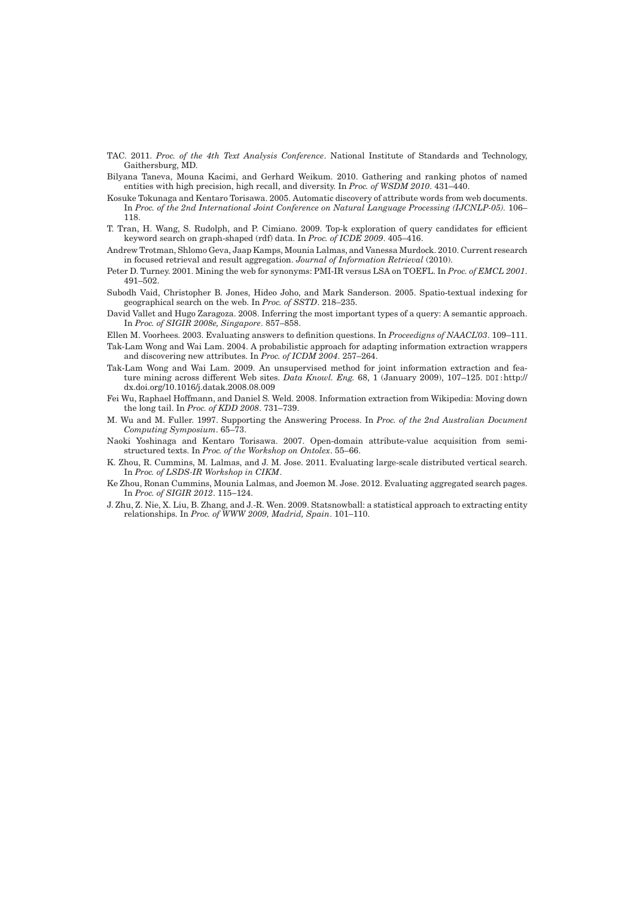TAC. 2011. *Proc. of the 4th Text Analysis Conference*. National Institute of Standards and Technology, Gaithersburg, MD.

Bilyana Taneva, Mouna Kacimi, and Gerhard Weikum. 2010. Gathering and ranking photos of named entities with high precision, high recall, and diversity. In *Proc. of WSDM 2010*. 431–440.

Kosuke Tokunaga and Kentaro Torisawa. 2005. Automatic discovery of attribute words from web documents. In *Proc. of the 2nd International Joint Conference on Natural Language Processing (IJCNLP-05)*. 106–118.

T. Tran, H. Wang, S. Rudolph, and P. Cimiano. 2009. Top-k exploration of query candidates for efficient keyword search on graph-shaped (rdf) data. In *Proc. of ICDE 2009*. 405–416.

Andrew Trotman, Shlomo Geva, Jaap Kamps, Mounia Lalmas, and Vanessa Murdock. 2010. Current research in focused retrieval and result aggregation. *Journal of Information Retrieval* (2010).

Peter D. Turney. 2001. Mining the web for synonyms: PMI-IR versus LSA on TOEFL. In *Proc. of EMCL 2001*. 491–502.

Subodh Vaid, Christopher B. Jones, Hideo Joho, and Mark Sanderson. 2005. Spatio-textual indexing for geographical search on the web. In *Proc. of SSTD*. 218–235.

David Vallet and Hugo Zaragoza. 2008. Inferring the most important types of a query: A semantic approach. In *Proc. of SIGIR 2008e, Singapore*. 857–858.

Ellen M. Voorhees. 2003. Evaluating answers to definition questions. In *Proceedigns of NAACL'03*. 109–111.

Tak-Lam Wong and Wai Lam. 2004. A probabilistic approach for adapting information extraction wrappers and discovering new attributes. In *Proc. of ICDM 2004*. 257–264.

Tak-Lam Wong and Wai Lam. 2009. An unsupervised method for joint information extraction and feature mining across different Web sites. *Data Knowl. Eng.* 68, 1 (January 2009), 107–125. DOI:http://dx.doi.org/10.1016/j.datak.2008.08.009

Fei Wu, Raphael Hoffmann, and Daniel S. Weld. 2008. Information extraction from Wikipedia: Moving down the long tail. In *Proc. of KDD 2008*. 731–739.

M. Wu and M. Fuller. 1997. Supporting the Answering Process. In *Proc. of the 2nd Australian Document Computing Symposium*. 65–73.

Naoki Yoshinaga and Kentaro Torisawa. 2007. Open-domain attribute-value acquisition from semi-structured texts. In *Proc. of the Workshop on Ontolex*. 55–66.

K. Zhou, R. Cummins, M. Lalmas, and J. M. Jose. 2011. Evaluating large-scale distributed vertical search. In *Proc. of LSDS-IR Workshop in CIKM*.

Ke Zhou, Ronan Cummins, Mounia Lalmas, and Joemon M. Jose. 2012. Evaluating aggregated search pages. In *Proc. of SIGIR 2012*. 115–124.

J. Zhu, Z. Nie, X. Liu, B. Zhang, and J.-R. Wen. 2009. Statsnowball: a statistical approach to extracting entity relationships. In *Proc. of WWW 2009, Madrid, Spain*. 101–110.